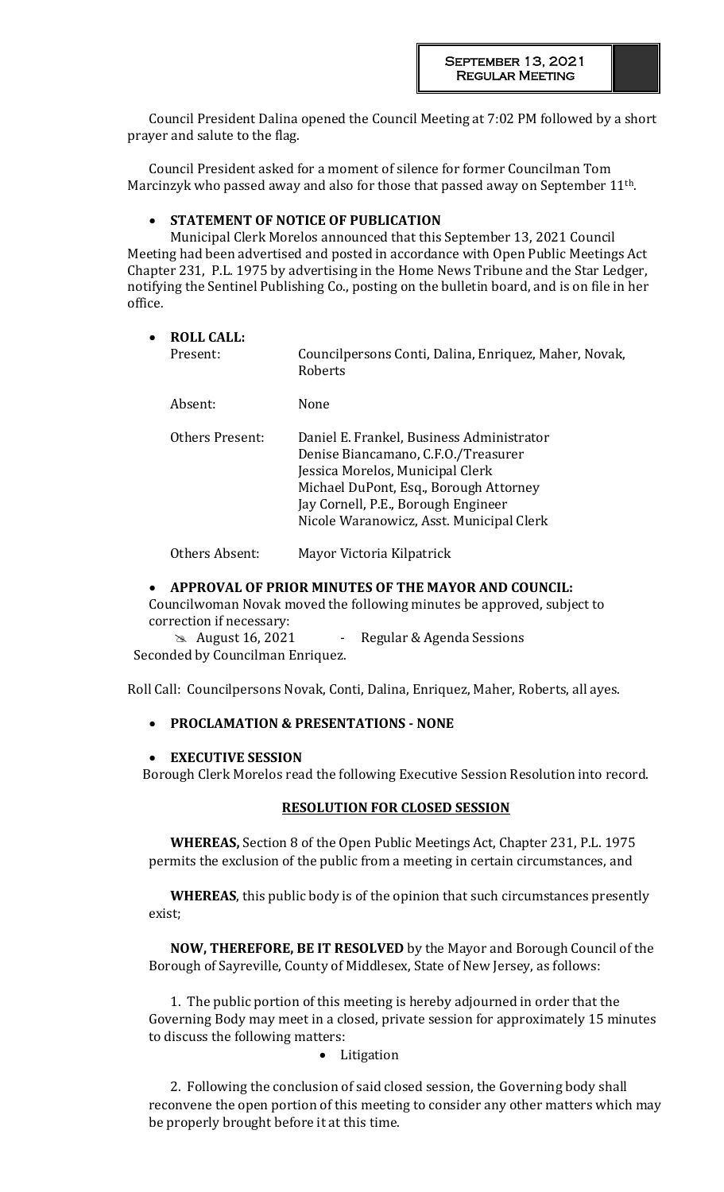Council President Dalina opened the Council Meeting at 7:02 PM followed by a short prayer and salute to the flag.

Council President asked for a moment of silence for former Councilman Tom Marcinzyk who passed away and also for those that passed away on September 11th.

- **STATEMENT OF NOTICE OF PUBLICATION**

Municipal Clerk Morelos announced that this September 13, 2021 Council Meeting had been advertised and posted in accordance with Open Public Meetings Act Chapter 231, P.L. 1975 by advertising in the Home News Tribune and the Star Ledger, notifying the Sentinel Publishing Co., posting on the bulletin board, and is on file in her office.

- **ROLL CALL:**

| | |
|---|---|
| Present: | Councilpersons Conti, Dalina, Enriquez, Maher, Novak, Roberts |
| Absent: | None |
| Others Present: | Daniel E. Frankel, Business Administrator<br>Denise Biancamano, C.F.O./Treasurer<br>Jessica Morelos, Municipal Clerk<br>Michael DuPont, Esq., Borough Attorney<br>Jay Cornell, P.E., Borough Engineer<br>Nicole Waranowicz, Asst. Municipal Clerk |
| Others Absent: | Mayor Victoria Kilpatrick |

- **APPROVAL OF PRIOR MINUTES OF THE MAYOR AND COUNCIL:**

Councilwoman Novak moved the following minutes be approved, subject to correction if necessary:

- August 16, 2021 - Regular & Agenda Sessions

Seconded by Councilman Enriquez.

Roll Call: Councilpersons Novak, Conti, Dalina, Enriquez, Maher, Roberts, all ayes.

- **PROCLAMATION & PRESENTATIONS - NONE**

- **EXECUTIVE SESSION**

Borough Clerk Morelos read the following Executive Session Resolution into record.

**RESOLUTION FOR CLOSED SESSION**

**WHEREAS,** Section 8 of the Open Public Meetings Act, Chapter 231, P.L. 1975 permits the exclusion of the public from a meeting in certain circumstances, and

**WHEREAS**, this public body is of the opinion that such circumstances presently exist;

**NOW, THEREFORE, BE IT RESOLVED** by the Mayor and Borough Council of the Borough of Sayreville, County of Middlesex, State of New Jersey, as follows:

1. The public portion of this meeting is hereby adjourned in order that the Governing Body may meet in a closed, private session for approximately 15 minutes to discuss the following matters:
   - Litigation

2. Following the conclusion of said closed session, the Governing body shall reconvene the open portion of this meeting to consider any other matters which may be properly brought before it at this time.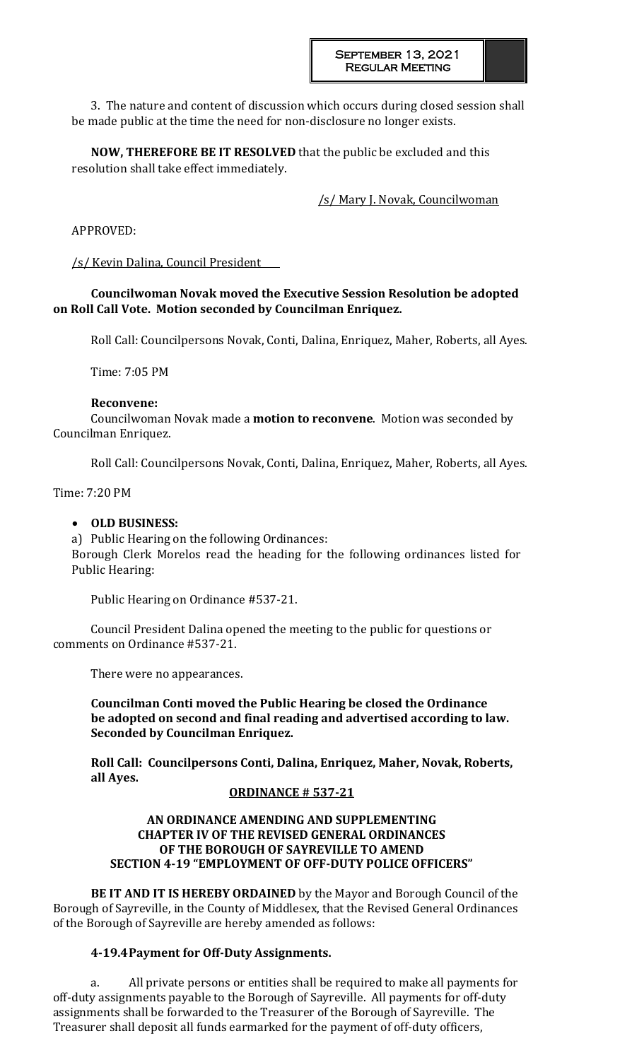3. The nature and content of discussion which occurs during closed session shall be made public at the time the need for non-disclosure no longer exists.

**NOW, THEREFORE BE IT RESOLVED** that the public be excluded and this resolution shall take effect immediately.

/s/ Mary J. Novak, Councilwoman

APPROVED:

/s/ Kevin Dalina, Council President

**Councilwoman Novak moved the Executive Session Resolution be adopted on Roll Call Vote. Motion seconded by Councilman Enriquez.**

Roll Call: Councilpersons Novak, Conti, Dalina, Enriquez, Maher, Roberts, all Ayes.

Time: 7:05 PM

**Reconvene:**

Councilwoman Novak made a **motion to reconvene**. Motion was seconded by Councilman Enriquez.

Roll Call: Councilpersons Novak, Conti, Dalina, Enriquez, Maher, Roberts, all Ayes.

Time: 7:20 PM

- **OLD BUSINESS:**

a) Public Hearing on the following Ordinances:
Borough Clerk Morelos read the heading for the following ordinances listed for Public Hearing:

Public Hearing on Ordinance #537-21.

Council President Dalina opened the meeting to the public for questions or comments on Ordinance #537-21.

There were no appearances.

**Councilman Conti moved the Public Hearing be closed the Ordinance be adopted on second and final reading and advertised according to law. Seconded by Councilman Enriquez.**

**Roll Call: Councilpersons Conti, Dalina, Enriquez, Maher, Novak, Roberts, all Ayes.**

**ORDINANCE # 537-21**

**AN ORDINANCE AMENDING AND SUPPLEMENTING CHAPTER IV OF THE REVISED GENERAL ORDINANCES OF THE BOROUGH OF SAYREVILLE TO AMEND SECTION 4-19 "EMPLOYMENT OF OFF-DUTY POLICE OFFICERS"**

**BE IT AND IT IS HEREBY ORDAINED** by the Mayor and Borough Council of the Borough of Sayreville, in the County of Middlesex, that the Revised General Ordinances of the Borough of Sayreville are hereby amended as follows:

**4-19.4 Payment for Off-Duty Assignments.**

a. All private persons or entities shall be required to make all payments for off-duty assignments payable to the Borough of Sayreville. All payments for off-duty assignments shall be forwarded to the Treasurer of the Borough of Sayreville. The Treasurer shall deposit all funds earmarked for the payment of off-duty officers,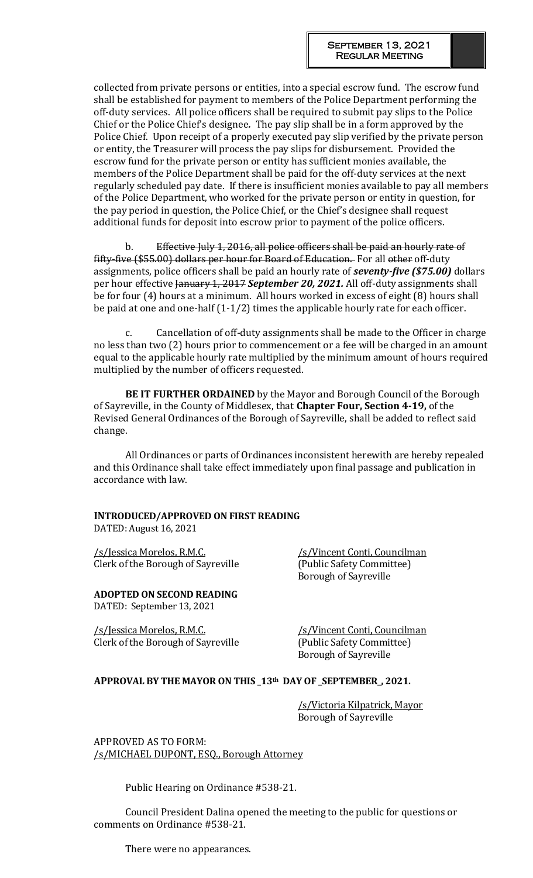collected from private persons or entities, into a special escrow fund. The escrow fund shall be established for payment to members of the Police Department performing the off-duty services. All police officers shall be required to submit pay slips to the Police Chief or the Police Chief's designee*.* The pay slip shall be in a form approved by the Police Chief. Upon receipt of a properly executed pay slip verified by the private person or entity, the Treasurer will process the pay slips for disbursement. Provided the escrow fund for the private person or entity has sufficient monies available, the members of the Police Department shall be paid for the off-duty services at the next regularly scheduled pay date. If there is insufficient monies available to pay all members of the Police Department, who worked for the private person or entity in question, for the pay period in question, the Police Chief, or the Chief's designee shall request additional funds for deposit into escrow prior to payment of the police officers.

b. ~~Effective July 1, 2016, all police officers shall be paid an hourly rate of fifty-five ($55.00) dollars per hour for Board of Education.~~ For all ~~other~~ off-duty assignments, police officers shall be paid an hourly rate of ***seventy-five ($75.00)*** dollars per hour effective ~~January 1, 2017~~ ***September 20, 2021.*** All off-duty assignments shall be for four (4) hours at a minimum. All hours worked in excess of eight (8) hours shall be paid at one and one-half (1-1/2) times the applicable hourly rate for each officer.

c. Cancellation of off-duty assignments shall be made to the Officer in charge no less than two (2) hours prior to commencement or a fee will be charged in an amount equal to the applicable hourly rate multiplied by the minimum amount of hours required multiplied by the number of officers requested.

**BE IT FURTHER ORDAINED** by the Mayor and Borough Council of the Borough of Sayreville, in the County of Middlesex, that **Chapter Four, Section 4-19,** of the Revised General Ordinances of the Borough of Sayreville, shall be added to reflect said change.

All Ordinances or parts of Ordinances inconsistent herewith are hereby repealed and this Ordinance shall take effect immediately upon final passage and publication in accordance with law.

**INTRODUCED/APPROVED ON FIRST READING**
DATED: August 16, 2021

/s/Jessica Morelos, R.M.C.
Clerk of the Borough of Sayreville

/s/Vincent Conti, Councilman
(Public Safety Committee)
Borough of Sayreville

**ADOPTED ON SECOND READING**
DATED: September 13, 2021

/s/Jessica Morelos, R.M.C.
Clerk of the Borough of Sayreville

/s/Vincent Conti, Councilman
(Public Safety Committee)
Borough of Sayreville

**APPROVAL BY THE MAYOR ON THIS _13th DAY OF _SEPTEMBER_, 2021.**

/s/Victoria Kilpatrick, Mayor
Borough of Sayreville

APPROVED AS TO FORM:
/s/MICHAEL DUPONT, ESQ., Borough Attorney

Public Hearing on Ordinance #538-21.

Council President Dalina opened the meeting to the public for questions or comments on Ordinance #538-21.

There were no appearances.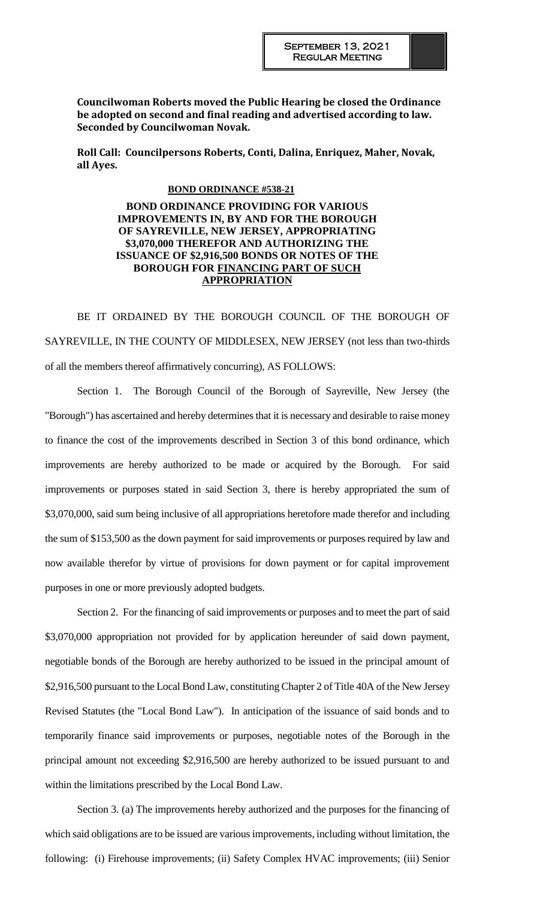**Councilwoman Roberts moved the Public Hearing be closed the Ordinance be adopted on second and final reading and advertised according to law. Seconded by Councilwoman Novak.**

**Roll Call: Councilpersons Roberts, Conti, Dalina, Enriquez, Maher, Novak, all Ayes.**

**BOND ORDINANCE #538-21**

**BOND ORDINANCE PROVIDING FOR VARIOUS IMPROVEMENTS IN, BY AND FOR THE BOROUGH OF SAYREVILLE, NEW JERSEY, APPROPRIATING \$3,070,000 THEREFOR AND AUTHORIZING THE ISSUANCE OF \$2,916,500 BONDS OR NOTES OF THE BOROUGH FOR FINANCING PART OF SUCH APPROPRIATION**

BE IT ORDAINED BY THE BOROUGH COUNCIL OF THE BOROUGH OF SAYREVILLE, IN THE COUNTY OF MIDDLESEX, NEW JERSEY (not less than two-thirds of all the members thereof affirmatively concurring), AS FOLLOWS:

Section 1. The Borough Council of the Borough of Sayreville, New Jersey (the "Borough") has ascertained and hereby determines that it is necessary and desirable to raise money to finance the cost of the improvements described in Section 3 of this bond ordinance, which improvements are hereby authorized to be made or acquired by the Borough. For said improvements or purposes stated in said Section 3, there is hereby appropriated the sum of \$3,070,000, said sum being inclusive of all appropriations heretofore made therefor and including the sum of \$153,500 as the down payment for said improvements or purposes required by law and now available therefor by virtue of provisions for down payment or for capital improvement purposes in one or more previously adopted budgets.

Section 2. For the financing of said improvements or purposes and to meet the part of said \$3,070,000 appropriation not provided for by application hereunder of said down payment, negotiable bonds of the Borough are hereby authorized to be issued in the principal amount of \$2,916,500 pursuant to the Local Bond Law, constituting Chapter 2 of Title 40A of the New Jersey Revised Statutes (the "Local Bond Law"). In anticipation of the issuance of said bonds and to temporarily finance said improvements or purposes, negotiable notes of the Borough in the principal amount not exceeding \$2,916,500 are hereby authorized to be issued pursuant to and within the limitations prescribed by the Local Bond Law.

Section 3. (a) The improvements hereby authorized and the purposes for the financing of which said obligations are to be issued are various improvements, including without limitation, the following: (i) Firehouse improvements; (ii) Safety Complex HVAC improvements; (iii) Senior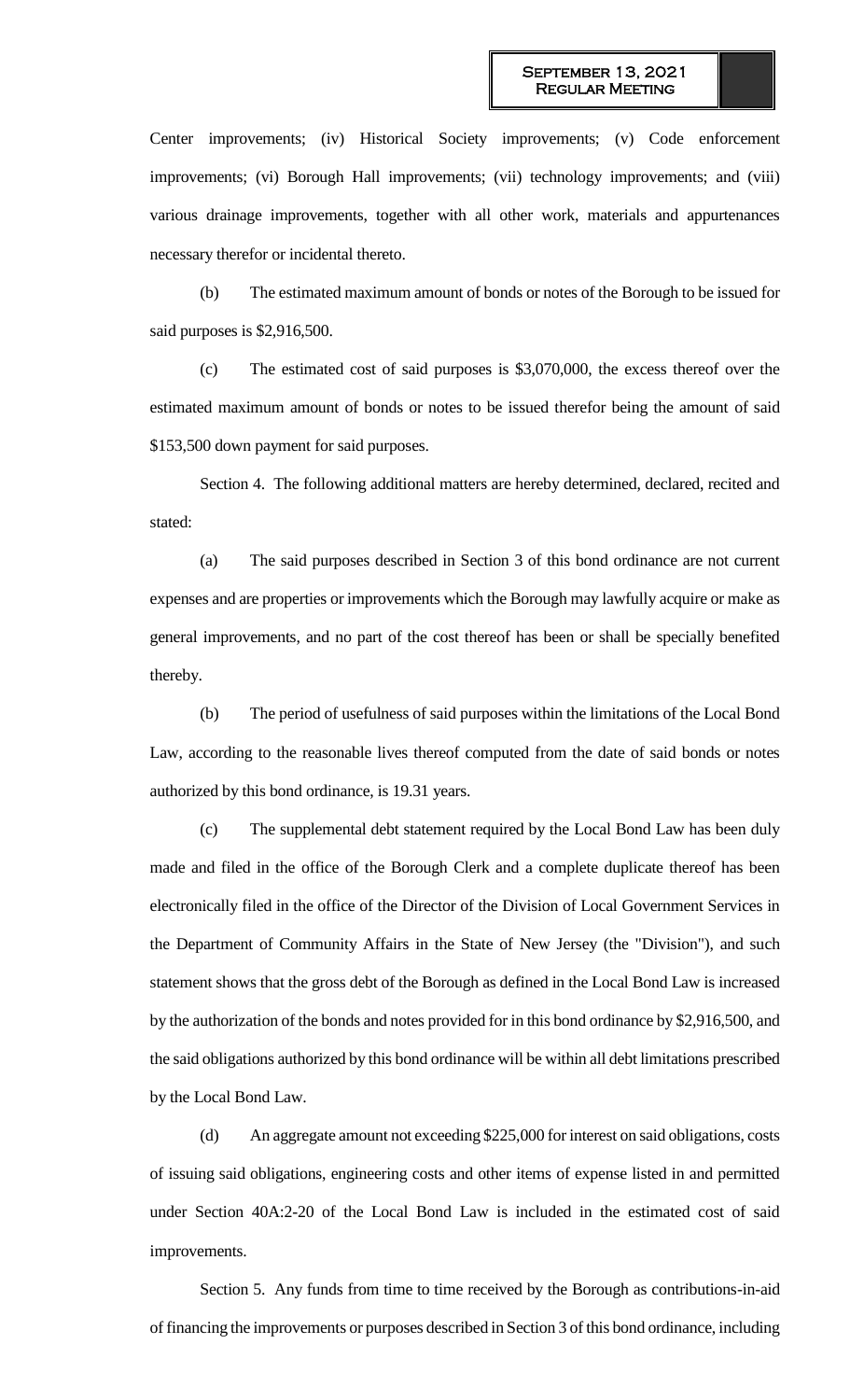Center improvements; (iv) Historical Society improvements; (v) Code enforcement improvements; (vi) Borough Hall improvements; (vii) technology improvements; and (viii) various drainage improvements, together with all other work, materials and appurtenances necessary therefor or incidental thereto.

(b) The estimated maximum amount of bonds or notes of the Borough to be issued for said purposes is $2,916,500.

(c) The estimated cost of said purposes is $3,070,000, the excess thereof over the estimated maximum amount of bonds or notes to be issued therefor being the amount of said $153,500 down payment for said purposes.

Section 4. The following additional matters are hereby determined, declared, recited and stated:

(a) The said purposes described in Section 3 of this bond ordinance are not current expenses and are properties or improvements which the Borough may lawfully acquire or make as general improvements, and no part of the cost thereof has been or shall be specially benefited thereby.

(b) The period of usefulness of said purposes within the limitations of the Local Bond Law, according to the reasonable lives thereof computed from the date of said bonds or notes authorized by this bond ordinance, is 19.31 years.

(c) The supplemental debt statement required by the Local Bond Law has been duly made and filed in the office of the Borough Clerk and a complete duplicate thereof has been electronically filed in the office of the Director of the Division of Local Government Services in the Department of Community Affairs in the State of New Jersey (the "Division"), and such statement shows that the gross debt of the Borough as defined in the Local Bond Law is increased by the authorization of the bonds and notes provided for in this bond ordinance by $2,916,500, and the said obligations authorized by this bond ordinance will be within all debt limitations prescribed by the Local Bond Law.

(d) An aggregate amount not exceeding $225,000 for interest on said obligations, costs of issuing said obligations, engineering costs and other items of expense listed in and permitted under Section 40A:2-20 of the Local Bond Law is included in the estimated cost of said improvements.

Section 5. Any funds from time to time received by the Borough as contributions-in-aid of financing the improvements or purposes described in Section 3 of this bond ordinance, including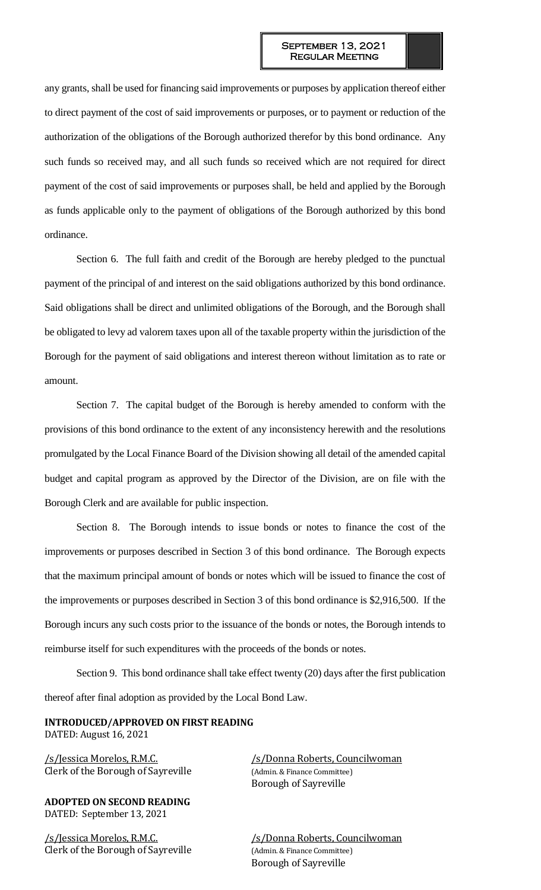any grants, shall be used for financing said improvements or purposes by application thereof either to direct payment of the cost of said improvements or purposes, or to payment or reduction of the authorization of the obligations of the Borough authorized therefor by this bond ordinance. Any such funds so received may, and all such funds so received which are not required for direct payment of the cost of said improvements or purposes shall, be held and applied by the Borough as funds applicable only to the payment of obligations of the Borough authorized by this bond ordinance.

Section 6. The full faith and credit of the Borough are hereby pledged to the punctual payment of the principal of and interest on the said obligations authorized by this bond ordinance. Said obligations shall be direct and unlimited obligations of the Borough, and the Borough shall be obligated to levy ad valorem taxes upon all of the taxable property within the jurisdiction of the Borough for the payment of said obligations and interest thereon without limitation as to rate or amount.

Section 7. The capital budget of the Borough is hereby amended to conform with the provisions of this bond ordinance to the extent of any inconsistency herewith and the resolutions promulgated by the Local Finance Board of the Division showing all detail of the amended capital budget and capital program as approved by the Director of the Division, are on file with the Borough Clerk and are available for public inspection.

Section 8. The Borough intends to issue bonds or notes to finance the cost of the improvements or purposes described in Section 3 of this bond ordinance. The Borough expects that the maximum principal amount of bonds or notes which will be issued to finance the cost of the improvements or purposes described in Section 3 of this bond ordinance is $2,916,500. If the Borough incurs any such costs prior to the issuance of the bonds or notes, the Borough intends to reimburse itself for such expenditures with the proceeds of the bonds or notes.

Section 9. This bond ordinance shall take effect twenty (20) days after the first publication thereof after final adoption as provided by the Local Bond Law.

**INTRODUCED/APPROVED ON FIRST READING**
DATED: August 16, 2021

/s/Jessica Morelos, R.M.C.
Clerk of the Borough of Sayreville

/s/Donna Roberts, Councilwoman
(Admin. & Finance Committee)
Borough of Sayreville

**ADOPTED ON SECOND READING**
DATED: September 13, 2021

/s/Jessica Morelos, R.M.C.
Clerk of the Borough of Sayreville

/s/Donna Roberts, Councilwoman
(Admin. & Finance Committee)
Borough of Sayreville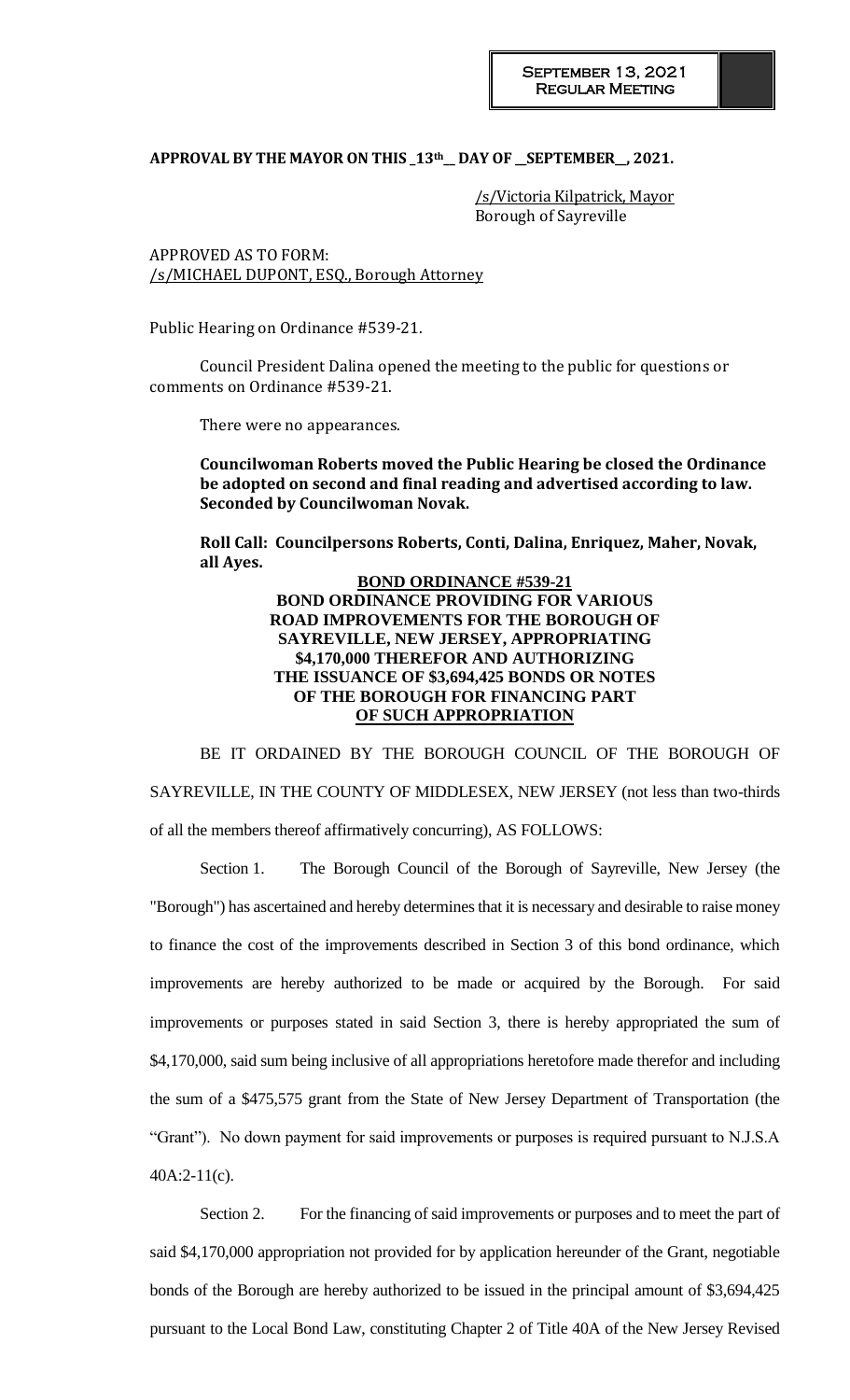**APPROVAL BY THE MAYOR ON THIS _13th__ DAY OF __SEPTEMBER__, 2021.**

/s/Victoria Kilpatrick, Mayor
Borough of Sayreville

APPROVED AS TO FORM:
/s/MICHAEL DUPONT, ESQ., Borough Attorney

Public Hearing on Ordinance #539-21.

Council President Dalina opened the meeting to the public for questions or comments on Ordinance #539-21.

There were no appearances.

**Councilwoman Roberts moved the Public Hearing be closed the Ordinance be adopted on second and final reading and advertised according to law. Seconded by Councilwoman Novak.**

**Roll Call: Councilpersons Roberts, Conti, Dalina, Enriquez, Maher, Novak, all Ayes.**

**BOND ORDINANCE #539-21**
**BOND ORDINANCE PROVIDING FOR VARIOUS ROAD IMPROVEMENTS FOR THE BOROUGH OF SAYREVILLE, NEW JERSEY, APPROPRIATING $4,170,000 THEREFOR AND AUTHORIZING THE ISSUANCE OF $3,694,425 BONDS OR NOTES OF THE BOROUGH FOR FINANCING PART OF SUCH APPROPRIATION**

BE IT ORDAINED BY THE BOROUGH COUNCIL OF THE BOROUGH OF SAYREVILLE, IN THE COUNTY OF MIDDLESEX, NEW JERSEY (not less than two-thirds of all the members thereof affirmatively concurring), AS FOLLOWS:

Section 1. The Borough Council of the Borough of Sayreville, New Jersey (the "Borough") has ascertained and hereby determines that it is necessary and desirable to raise money to finance the cost of the improvements described in Section 3 of this bond ordinance, which improvements are hereby authorized to be made or acquired by the Borough. For said improvements or purposes stated in said Section 3, there is hereby appropriated the sum of $4,170,000, said sum being inclusive of all appropriations heretofore made therefor and including the sum of a $475,575 grant from the State of New Jersey Department of Transportation (the "Grant"). No down payment for said improvements or purposes is required pursuant to N.J.S.A 40A:2-11(c).

Section 2. For the financing of said improvements or purposes and to meet the part of said $4,170,000 appropriation not provided for by application hereunder of the Grant, negotiable bonds of the Borough are hereby authorized to be issued in the principal amount of $3,694,425 pursuant to the Local Bond Law, constituting Chapter 2 of Title 40A of the New Jersey Revised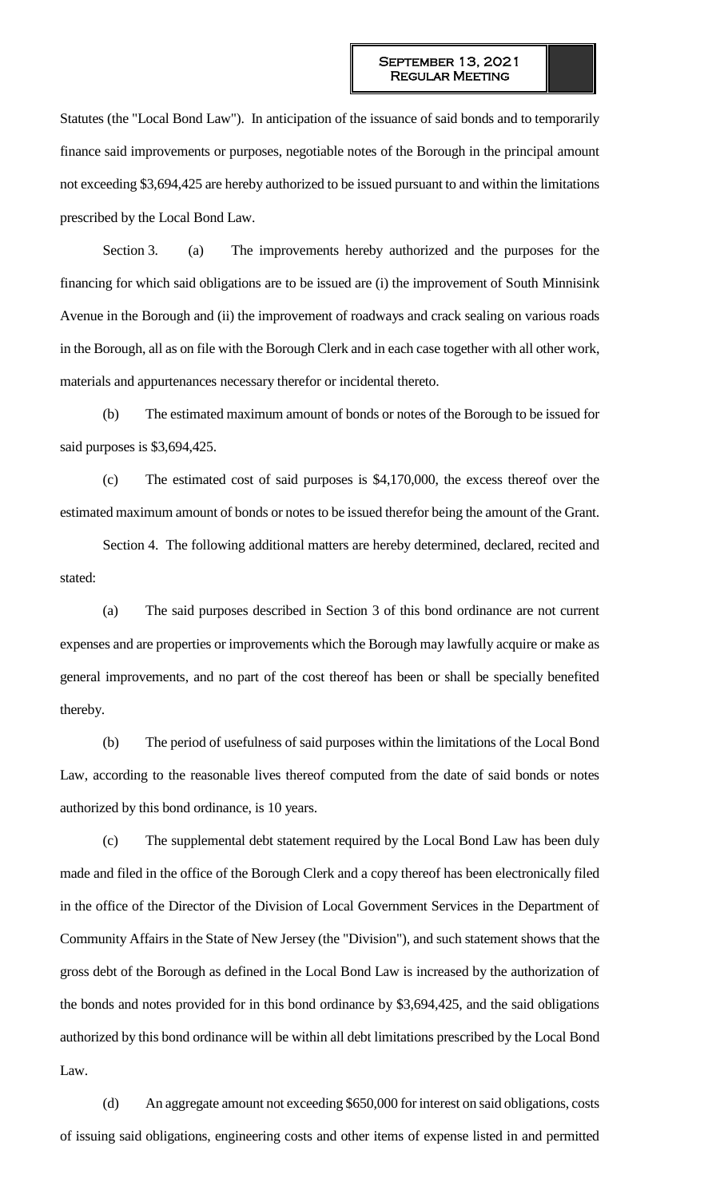Statutes (the "Local Bond Law"). In anticipation of the issuance of said bonds and to temporarily finance said improvements or purposes, negotiable notes of the Borough in the principal amount not exceeding $3,694,425 are hereby authorized to be issued pursuant to and within the limitations prescribed by the Local Bond Law.

Section 3. (a) The improvements hereby authorized and the purposes for the financing for which said obligations are to be issued are (i) the improvement of South Minnisink Avenue in the Borough and (ii) the improvement of roadways and crack sealing on various roads in the Borough, all as on file with the Borough Clerk and in each case together with all other work, materials and appurtenances necessary therefor or incidental thereto.

(b) The estimated maximum amount of bonds or notes of the Borough to be issued for said purposes is $3,694,425.

(c) The estimated cost of said purposes is $4,170,000, the excess thereof over the estimated maximum amount of bonds or notes to be issued therefor being the amount of the Grant.

Section 4. The following additional matters are hereby determined, declared, recited and stated:

(a) The said purposes described in Section 3 of this bond ordinance are not current expenses and are properties or improvements which the Borough may lawfully acquire or make as general improvements, and no part of the cost thereof has been or shall be specially benefited thereby.

(b) The period of usefulness of said purposes within the limitations of the Local Bond Law, according to the reasonable lives thereof computed from the date of said bonds or notes authorized by this bond ordinance, is 10 years.

(c) The supplemental debt statement required by the Local Bond Law has been duly made and filed in the office of the Borough Clerk and a copy thereof has been electronically filed in the office of the Director of the Division of Local Government Services in the Department of Community Affairs in the State of New Jersey (the "Division"), and such statement shows that the gross debt of the Borough as defined in the Local Bond Law is increased by the authorization of the bonds and notes provided for in this bond ordinance by $3,694,425, and the said obligations authorized by this bond ordinance will be within all debt limitations prescribed by the Local Bond Law.

(d) An aggregate amount not exceeding $650,000 for interest on said obligations, costs of issuing said obligations, engineering costs and other items of expense listed in and permitted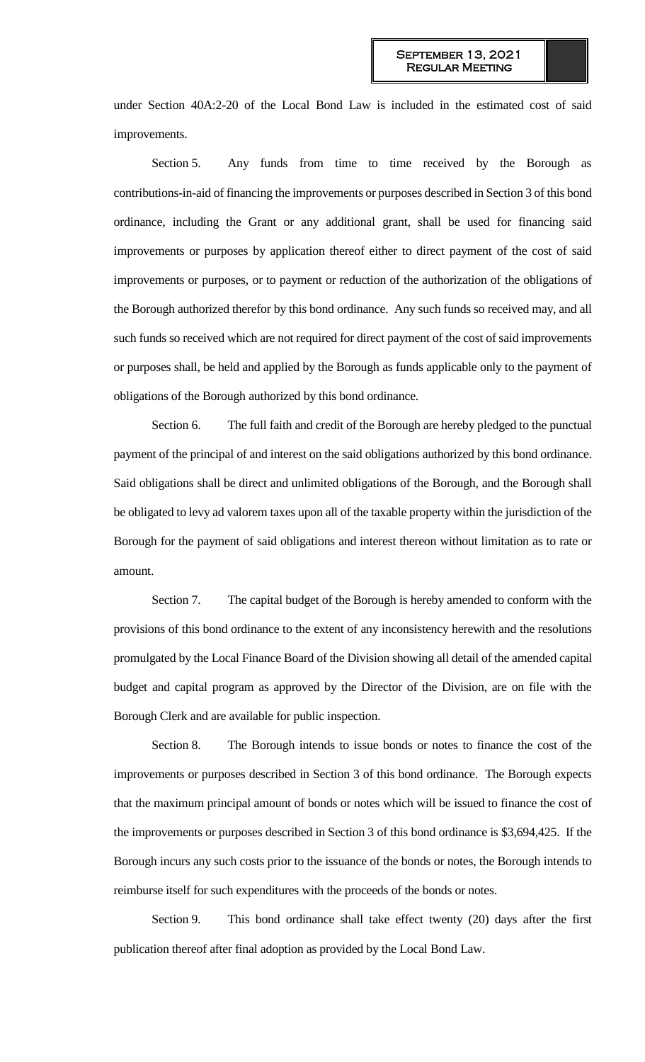under Section 40A:2-20 of the Local Bond Law is included in the estimated cost of said improvements.

Section 5. Any funds from time to time received by the Borough as contributions-in-aid of financing the improvements or purposes described in Section 3 of this bond ordinance, including the Grant or any additional grant, shall be used for financing said improvements or purposes by application thereof either to direct payment of the cost of said improvements or purposes, or to payment or reduction of the authorization of the obligations of the Borough authorized therefor by this bond ordinance. Any such funds so received may, and all such funds so received which are not required for direct payment of the cost of said improvements or purposes shall, be held and applied by the Borough as funds applicable only to the payment of obligations of the Borough authorized by this bond ordinance.

Section 6. The full faith and credit of the Borough are hereby pledged to the punctual payment of the principal of and interest on the said obligations authorized by this bond ordinance. Said obligations shall be direct and unlimited obligations of the Borough, and the Borough shall be obligated to levy ad valorem taxes upon all of the taxable property within the jurisdiction of the Borough for the payment of said obligations and interest thereon without limitation as to rate or amount.

Section 7. The capital budget of the Borough is hereby amended to conform with the provisions of this bond ordinance to the extent of any inconsistency herewith and the resolutions promulgated by the Local Finance Board of the Division showing all detail of the amended capital budget and capital program as approved by the Director of the Division, are on file with the Borough Clerk and are available for public inspection.

Section 8. The Borough intends to issue bonds or notes to finance the cost of the improvements or purposes described in Section 3 of this bond ordinance. The Borough expects that the maximum principal amount of bonds or notes which will be issued to finance the cost of the improvements or purposes described in Section 3 of this bond ordinance is $3,694,425. If the Borough incurs any such costs prior to the issuance of the bonds or notes, the Borough intends to reimburse itself for such expenditures with the proceeds of the bonds or notes.

Section 9. This bond ordinance shall take effect twenty (20) days after the first publication thereof after final adoption as provided by the Local Bond Law.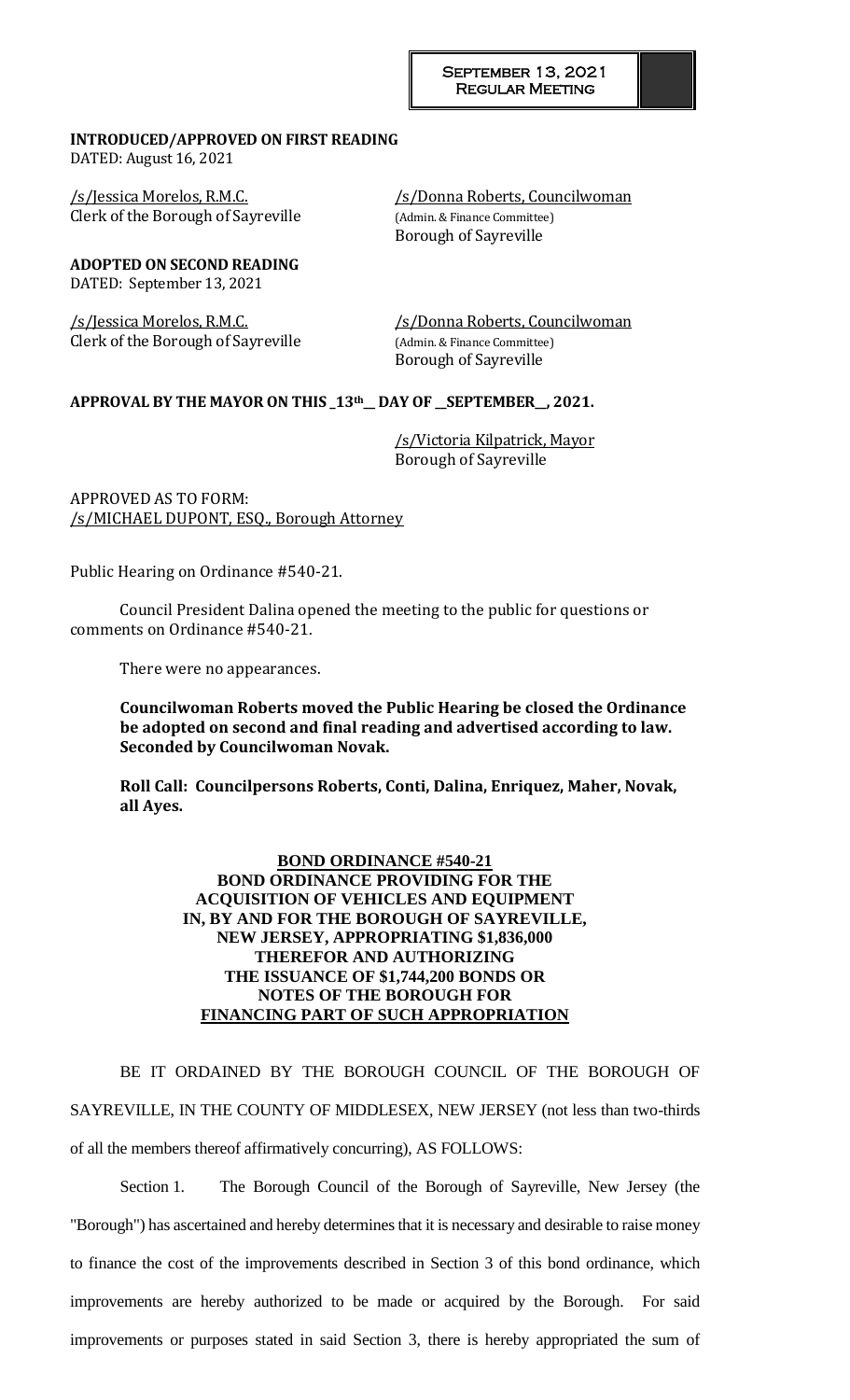**INTRODUCED/APPROVED ON FIRST READING**
DATED: August 16, 2021

/s/Jessica Morelos, R.M.C.
Clerk of the Borough of Sayreville

/s/Donna Roberts, Councilwoman
(Admin. & Finance Committee)
Borough of Sayreville

**ADOPTED ON SECOND READING**
DATED: September 13, 2021

/s/Jessica Morelos, R.M.C.
Clerk of the Borough of Sayreville

/s/Donna Roberts, Councilwoman
(Admin. & Finance Committee)
Borough of Sayreville

**APPROVAL BY THE MAYOR ON THIS _13th__ DAY OF __SEPTEMBER__, 2021.**

/s/Victoria Kilpatrick, Mayor
Borough of Sayreville

APPROVED AS TO FORM:
/s/MICHAEL DUPONT, ESQ., Borough Attorney

Public Hearing on Ordinance #540-21.

Council President Dalina opened the meeting to the public for questions or comments on Ordinance #540-21.

There were no appearances.

**Councilwoman Roberts moved the Public Hearing be closed the Ordinance be adopted on second and final reading and advertised according to law. Seconded by Councilwoman Novak.**

**Roll Call: Councilpersons Roberts, Conti, Dalina, Enriquez, Maher, Novak, all Ayes.**

**BOND ORDINANCE #540-21**
**BOND ORDINANCE PROVIDING FOR THE ACQUISITION OF VEHICLES AND EQUIPMENT IN, BY AND FOR THE BOROUGH OF SAYREVILLE, NEW JERSEY, APPROPRIATING $1,836,000 THEREFOR AND AUTHORIZING THE ISSUANCE OF $1,744,200 BONDS OR NOTES OF THE BOROUGH FOR FINANCING PART OF SUCH APPROPRIATION**

BE IT ORDAINED BY THE BOROUGH COUNCIL OF THE BOROUGH OF SAYREVILLE, IN THE COUNTY OF MIDDLESEX, NEW JERSEY (not less than two-thirds of all the members thereof affirmatively concurring), AS FOLLOWS:

Section 1. The Borough Council of the Borough of Sayreville, New Jersey (the "Borough") has ascertained and hereby determines that it is necessary and desirable to raise money to finance the cost of the improvements described in Section 3 of this bond ordinance, which improvements are hereby authorized to be made or acquired by the Borough. For said improvements or purposes stated in said Section 3, there is hereby appropriated the sum of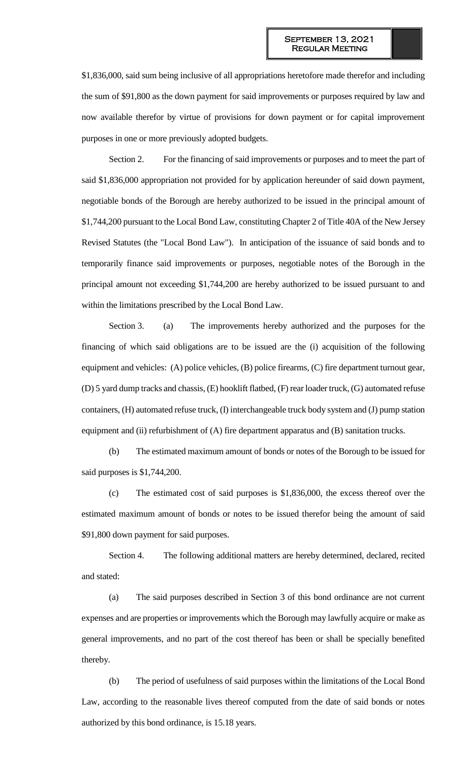$1,836,000, said sum being inclusive of all appropriations heretofore made therefor and including the sum of $91,800 as the down payment for said improvements or purposes required by law and now available therefor by virtue of provisions for down payment or for capital improvement purposes in one or more previously adopted budgets.

Section 2. For the financing of said improvements or purposes and to meet the part of said $1,836,000 appropriation not provided for by application hereunder of said down payment, negotiable bonds of the Borough are hereby authorized to be issued in the principal amount of $1,744,200 pursuant to the Local Bond Law, constituting Chapter 2 of Title 40A of the New Jersey Revised Statutes (the "Local Bond Law"). In anticipation of the issuance of said bonds and to temporarily finance said improvements or purposes, negotiable notes of the Borough in the principal amount not exceeding $1,744,200 are hereby authorized to be issued pursuant to and within the limitations prescribed by the Local Bond Law.

Section 3. (a) The improvements hereby authorized and the purposes for the financing of which said obligations are to be issued are the (i) acquisition of the following equipment and vehicles: (A) police vehicles, (B) police firearms, (C) fire department turnout gear, (D) 5 yard dump tracks and chassis, (E) hooklift flatbed, (F) rear loader truck, (G) automated refuse containers, (H) automated refuse truck, (I) interchangeable truck body system and (J) pump station equipment and (ii) refurbishment of (A) fire department apparatus and (B) sanitation trucks.

(b) The estimated maximum amount of bonds or notes of the Borough to be issued for said purposes is $1,744,200.

(c) The estimated cost of said purposes is $1,836,000, the excess thereof over the estimated maximum amount of bonds or notes to be issued therefor being the amount of said $91,800 down payment for said purposes.

Section 4. The following additional matters are hereby determined, declared, recited and stated:

(a) The said purposes described in Section 3 of this bond ordinance are not current expenses and are properties or improvements which the Borough may lawfully acquire or make as general improvements, and no part of the cost thereof has been or shall be specially benefited thereby.

(b) The period of usefulness of said purposes within the limitations of the Local Bond Law, according to the reasonable lives thereof computed from the date of said bonds or notes authorized by this bond ordinance, is 15.18 years.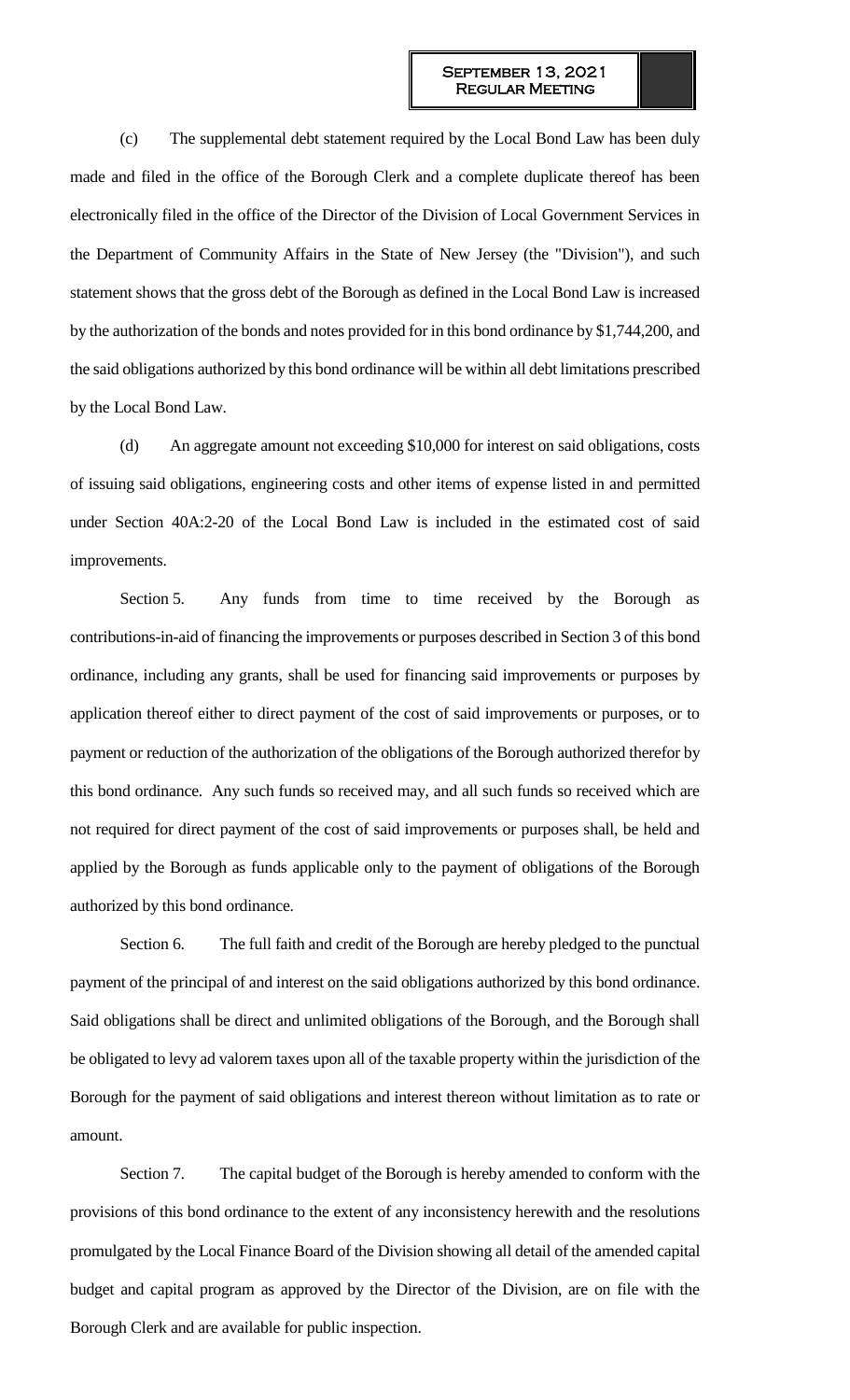(c) The supplemental debt statement required by the Local Bond Law has been duly made and filed in the office of the Borough Clerk and a complete duplicate thereof has been electronically filed in the office of the Director of the Division of Local Government Services in the Department of Community Affairs in the State of New Jersey (the "Division"), and such statement shows that the gross debt of the Borough as defined in the Local Bond Law is increased by the authorization of the bonds and notes provided for in this bond ordinance by $1,744,200, and the said obligations authorized by this bond ordinance will be within all debt limitations prescribed by the Local Bond Law.

(d) An aggregate amount not exceeding $10,000 for interest on said obligations, costs of issuing said obligations, engineering costs and other items of expense listed in and permitted under Section 40A:2-20 of the Local Bond Law is included in the estimated cost of said improvements.

Section 5. Any funds from time to time received by the Borough as contributions-in-aid of financing the improvements or purposes described in Section 3 of this bond ordinance, including any grants, shall be used for financing said improvements or purposes by application thereof either to direct payment of the cost of said improvements or purposes, or to payment or reduction of the authorization of the obligations of the Borough authorized therefor by this bond ordinance. Any such funds so received may, and all such funds so received which are not required for direct payment of the cost of said improvements or purposes shall, be held and applied by the Borough as funds applicable only to the payment of obligations of the Borough authorized by this bond ordinance.

Section 6. The full faith and credit of the Borough are hereby pledged to the punctual payment of the principal of and interest on the said obligations authorized by this bond ordinance. Said obligations shall be direct and unlimited obligations of the Borough, and the Borough shall be obligated to levy ad valorem taxes upon all of the taxable property within the jurisdiction of the Borough for the payment of said obligations and interest thereon without limitation as to rate or amount.

Section 7. The capital budget of the Borough is hereby amended to conform with the provisions of this bond ordinance to the extent of any inconsistency herewith and the resolutions promulgated by the Local Finance Board of the Division showing all detail of the amended capital budget and capital program as approved by the Director of the Division, are on file with the Borough Clerk and are available for public inspection.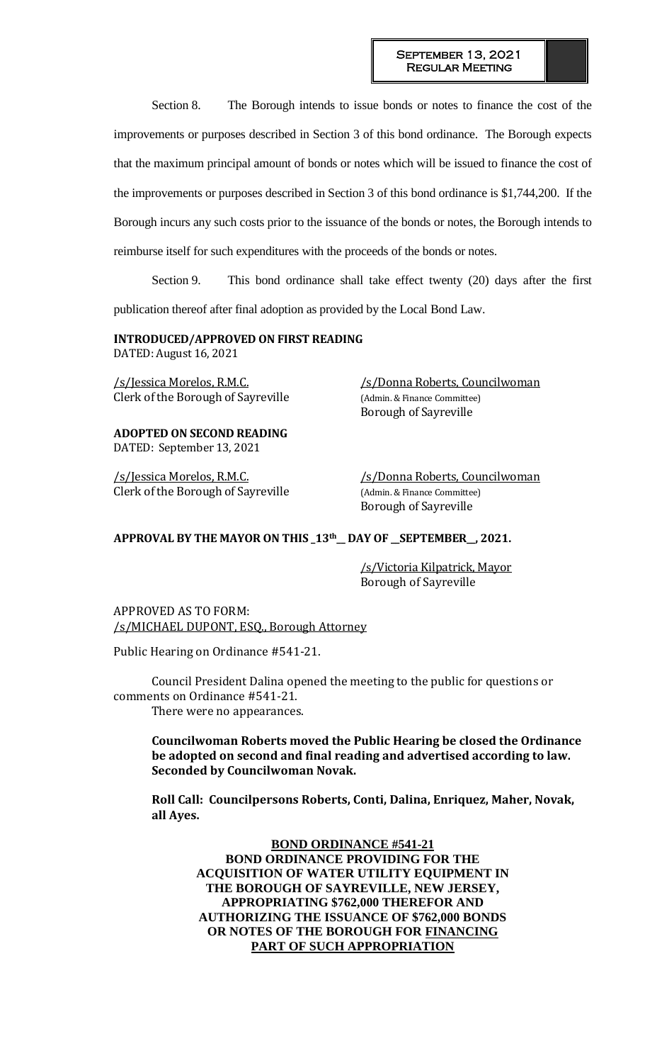Section 8. The Borough intends to issue bonds or notes to finance the cost of the improvements or purposes described in Section 3 of this bond ordinance. The Borough expects that the maximum principal amount of bonds or notes which will be issued to finance the cost of the improvements or purposes described in Section 3 of this bond ordinance is $1,744,200. If the Borough incurs any such costs prior to the issuance of the bonds or notes, the Borough intends to reimburse itself for such expenditures with the proceeds of the bonds or notes.

Section 9. This bond ordinance shall take effect twenty (20) days after the first publication thereof after final adoption as provided by the Local Bond Law.

**INTRODUCED/APPROVED ON FIRST READING**
DATED: August 16, 2021

/s/Jessica Morelos, R.M.C.
Clerk of the Borough of Sayreville

/s/Donna Roberts, Councilwoman
(Admin. & Finance Committee)
Borough of Sayreville

**ADOPTED ON SECOND READING**
DATED: September 13, 2021

/s/Jessica Morelos, R.M.C.
Clerk of the Borough of Sayreville

/s/Donna Roberts, Councilwoman
(Admin. & Finance Committee)
Borough of Sayreville

**APPROVAL BY THE MAYOR ON THIS _13th_ DAY OF _SEPTEMBER_, 2021.**

/s/Victoria Kilpatrick, Mayor
Borough of Sayreville

APPROVED AS TO FORM:
/s/MICHAEL DUPONT, ESQ., Borough Attorney

Public Hearing on Ordinance #541-21.

Council President Dalina opened the meeting to the public for questions or comments on Ordinance #541-21.
There were no appearances.

**Councilwoman Roberts moved the Public Hearing be closed the Ordinance be adopted on second and final reading and advertised according to law. Seconded by Councilwoman Novak.**

**Roll Call: Councilpersons Roberts, Conti, Dalina, Enriquez, Maher, Novak, all Ayes.**

**BOND ORDINANCE #541-21**
**BOND ORDINANCE PROVIDING FOR THE ACQUISITION OF WATER UTILITY EQUIPMENT IN THE BOROUGH OF SAYREVILLE, NEW JERSEY, APPROPRIATING $762,000 THEREFOR AND AUTHORIZING THE ISSUANCE OF $762,000 BONDS OR NOTES OF THE BOROUGH FOR FINANCING PART OF SUCH APPROPRIATION**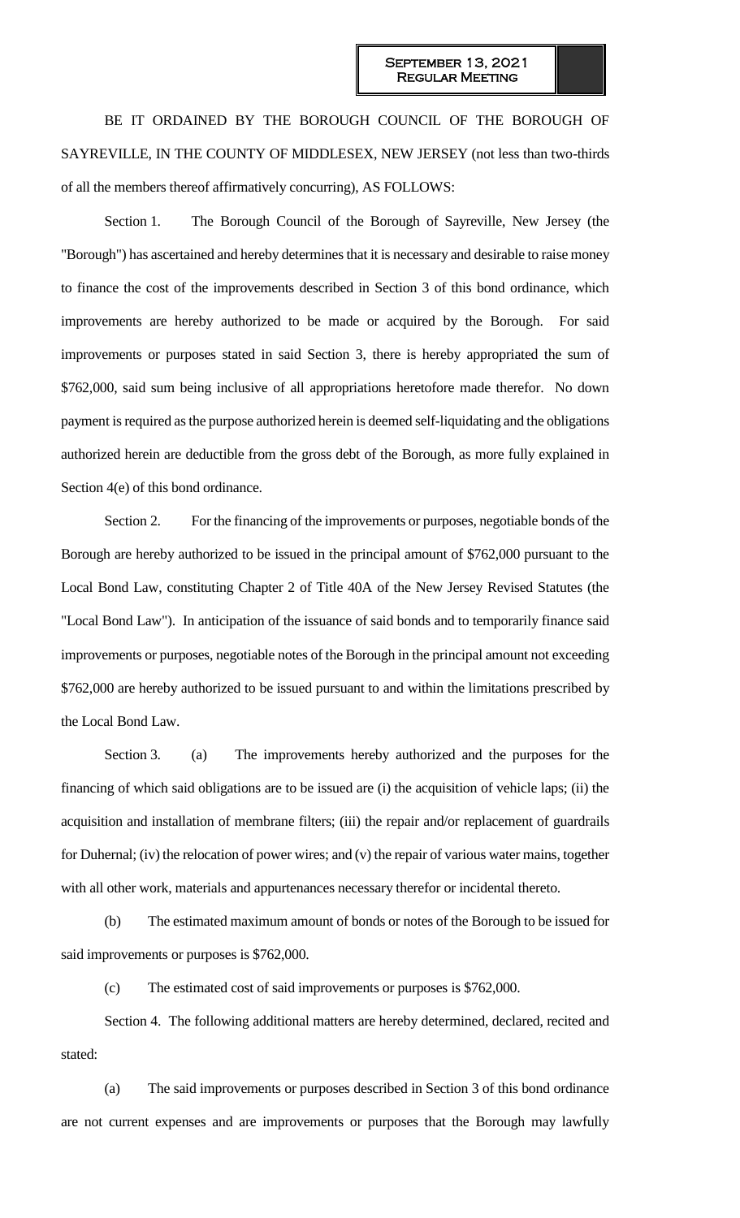BE IT ORDAINED BY THE BOROUGH COUNCIL OF THE BOROUGH OF SAYREVILLE, IN THE COUNTY OF MIDDLESEX, NEW JERSEY (not less than two-thirds of all the members thereof affirmatively concurring), AS FOLLOWS:

Section 1. The Borough Council of the Borough of Sayreville, New Jersey (the "Borough") has ascertained and hereby determines that it is necessary and desirable to raise money to finance the cost of the improvements described in Section 3 of this bond ordinance, which improvements are hereby authorized to be made or acquired by the Borough. For said improvements or purposes stated in said Section 3, there is hereby appropriated the sum of $762,000, said sum being inclusive of all appropriations heretofore made therefor. No down payment is required as the purpose authorized herein is deemed self-liquidating and the obligations authorized herein are deductible from the gross debt of the Borough, as more fully explained in Section 4(e) of this bond ordinance.

Section 2. For the financing of the improvements or purposes, negotiable bonds of the Borough are hereby authorized to be issued in the principal amount of $762,000 pursuant to the Local Bond Law, constituting Chapter 2 of Title 40A of the New Jersey Revised Statutes (the "Local Bond Law"). In anticipation of the issuance of said bonds and to temporarily finance said improvements or purposes, negotiable notes of the Borough in the principal amount not exceeding $762,000 are hereby authorized to be issued pursuant to and within the limitations prescribed by the Local Bond Law.

Section 3. (a) The improvements hereby authorized and the purposes for the financing of which said obligations are to be issued are (i) the acquisition of vehicle laps; (ii) the acquisition and installation of membrane filters; (iii) the repair and/or replacement of guardrails for Duhernal; (iv) the relocation of power wires; and (v) the repair of various water mains, together with all other work, materials and appurtenances necessary therefor or incidental thereto.

(b) The estimated maximum amount of bonds or notes of the Borough to be issued for said improvements or purposes is $762,000.

(c) The estimated cost of said improvements or purposes is $762,000.

Section 4. The following additional matters are hereby determined, declared, recited and stated:

(a) The said improvements or purposes described in Section 3 of this bond ordinance are not current expenses and are improvements or purposes that the Borough may lawfully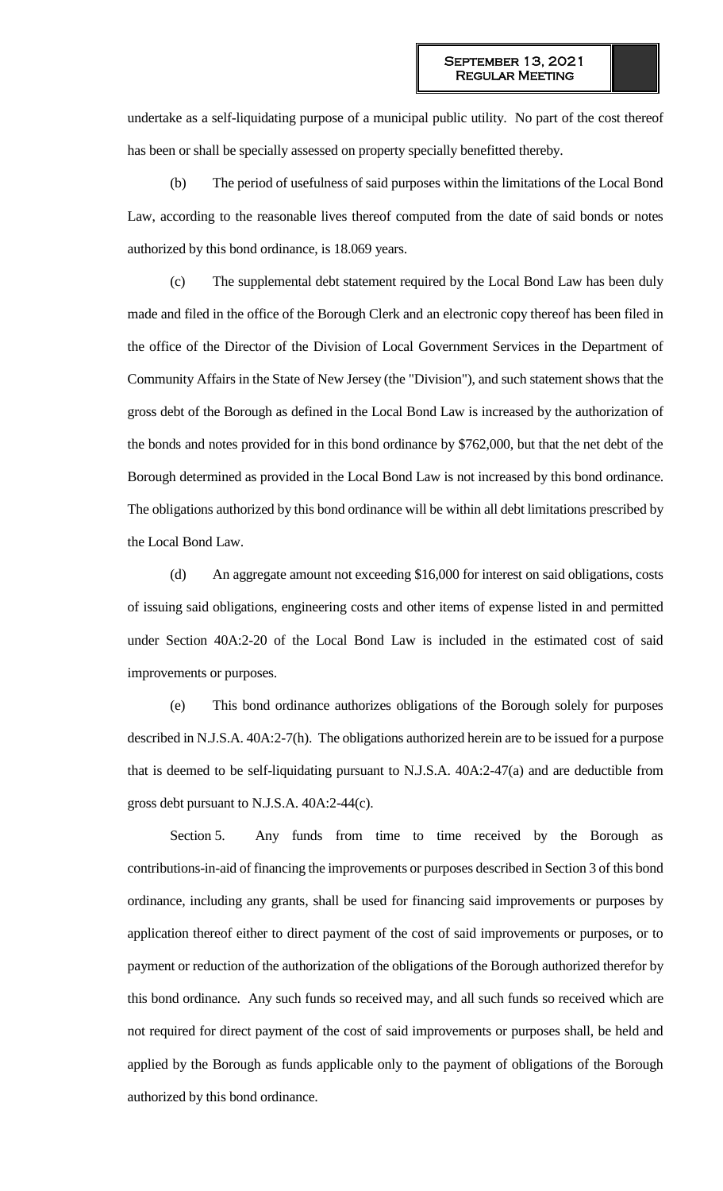undertake as a self-liquidating purpose of a municipal public utility. No part of the cost thereof has been or shall be specially assessed on property specially benefitted thereby.

(b) The period of usefulness of said purposes within the limitations of the Local Bond Law, according to the reasonable lives thereof computed from the date of said bonds or notes authorized by this bond ordinance, is 18.069 years.

(c) The supplemental debt statement required by the Local Bond Law has been duly made and filed in the office of the Borough Clerk and an electronic copy thereof has been filed in the office of the Director of the Division of Local Government Services in the Department of Community Affairs in the State of New Jersey (the "Division"), and such statement shows that the gross debt of the Borough as defined in the Local Bond Law is increased by the authorization of the bonds and notes provided for in this bond ordinance by $762,000, but that the net debt of the Borough determined as provided in the Local Bond Law is not increased by this bond ordinance. The obligations authorized by this bond ordinance will be within all debt limitations prescribed by the Local Bond Law.

(d) An aggregate amount not exceeding $16,000 for interest on said obligations, costs of issuing said obligations, engineering costs and other items of expense listed in and permitted under Section 40A:2-20 of the Local Bond Law is included in the estimated cost of said improvements or purposes.

(e) This bond ordinance authorizes obligations of the Borough solely for purposes described in N.J.S.A. 40A:2-7(h). The obligations authorized herein are to be issued for a purpose that is deemed to be self-liquidating pursuant to N.J.S.A. 40A:2-47(a) and are deductible from gross debt pursuant to N.J.S.A. 40A:2-44(c).

Section 5. Any funds from time to time received by the Borough as contributions-in-aid of financing the improvements or purposes described in Section 3 of this bond ordinance, including any grants, shall be used for financing said improvements or purposes by application thereof either to direct payment of the cost of said improvements or purposes, or to payment or reduction of the authorization of the obligations of the Borough authorized therefor by this bond ordinance. Any such funds so received may, and all such funds so received which are not required for direct payment of the cost of said improvements or purposes shall, be held and applied by the Borough as funds applicable only to the payment of obligations of the Borough authorized by this bond ordinance.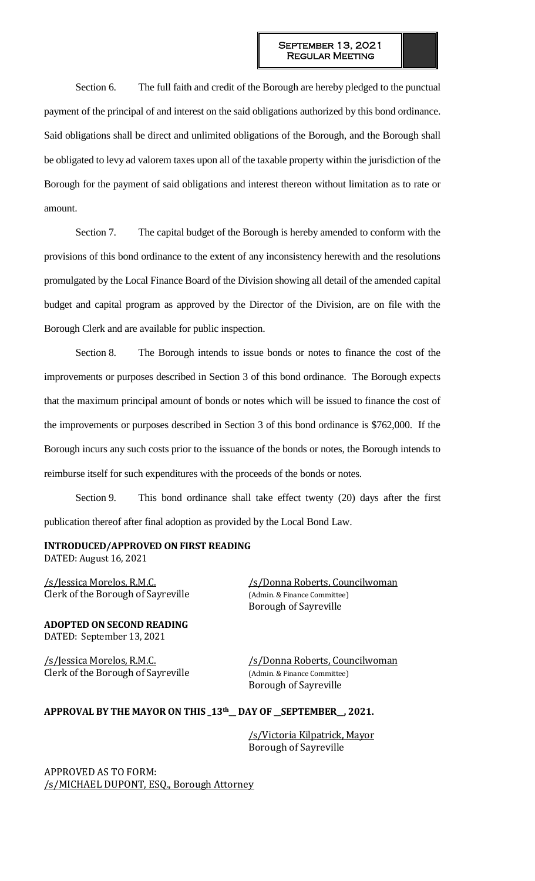Section 6. The full faith and credit of the Borough are hereby pledged to the punctual payment of the principal of and interest on the said obligations authorized by this bond ordinance. Said obligations shall be direct and unlimited obligations of the Borough, and the Borough shall be obligated to levy ad valorem taxes upon all of the taxable property within the jurisdiction of the Borough for the payment of said obligations and interest thereon without limitation as to rate or amount.

Section 7. The capital budget of the Borough is hereby amended to conform with the provisions of this bond ordinance to the extent of any inconsistency herewith and the resolutions promulgated by the Local Finance Board of the Division showing all detail of the amended capital budget and capital program as approved by the Director of the Division, are on file with the Borough Clerk and are available for public inspection.

Section 8. The Borough intends to issue bonds or notes to finance the cost of the improvements or purposes described in Section 3 of this bond ordinance. The Borough expects that the maximum principal amount of bonds or notes which will be issued to finance the cost of the improvements or purposes described in Section 3 of this bond ordinance is $762,000. If the Borough incurs any such costs prior to the issuance of the bonds or notes, the Borough intends to reimburse itself for such expenditures with the proceeds of the bonds or notes.

Section 9. This bond ordinance shall take effect twenty (20) days after the first publication thereof after final adoption as provided by the Local Bond Law.

**INTRODUCED/APPROVED ON FIRST READING**
DATED: August 16, 2021

/s/Jessica Morelos, R.M.C.
Clerk of the Borough of Sayreville

/s/Donna Roberts, Councilwoman
(Admin. & Finance Committee)
Borough of Sayreville

**ADOPTED ON SECOND READING**
DATED: September 13, 2021

/s/Jessica Morelos, R.M.C.
Clerk of the Borough of Sayreville

/s/Donna Roberts, Councilwoman
(Admin. & Finance Committee)
Borough of Sayreville

**APPROVAL BY THE MAYOR ON THIS _13th_ DAY OF _SEPTEMBER_, 2021.**

/s/Victoria Kilpatrick, Mayor
Borough of Sayreville

APPROVED AS TO FORM:
/s/MICHAEL DUPONT, ESQ., Borough Attorney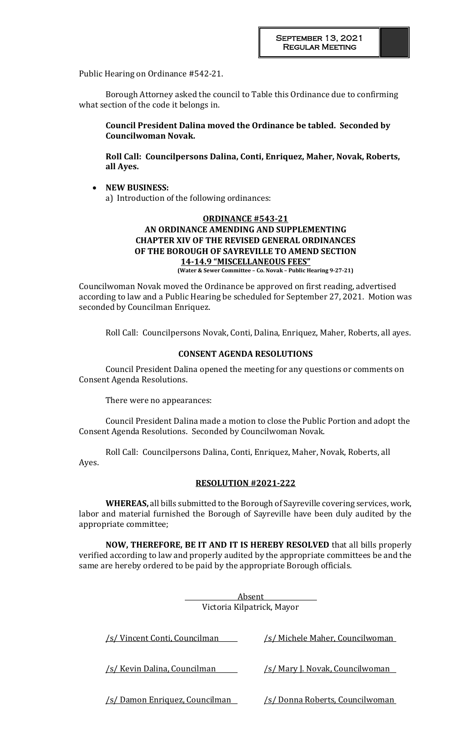Public Hearing on Ordinance #542-21.

Borough Attorney asked the council to Table this Ordinance due to confirming what section of the code it belongs in.

**Council President Dalina moved the Ordinance be tabled. Seconded by Councilwoman Novak.**

**Roll Call: Councilpersons Dalina, Conti, Enriquez, Maher, Novak, Roberts, all Ayes.**

- **NEW BUSINESS:**
  a) Introduction of the following ordinances:

**ORDINANCE #543-21**
**AN ORDINANCE AMENDING AND SUPPLEMENTING CHAPTER XIV OF THE REVISED GENERAL ORDINANCES OF THE BOROUGH OF SAYREVILLE TO AMEND SECTION 14-14.9 "MISCELLANEOUS FEES"**
**(Water & Sewer Committee – Co. Novak – Public Hearing 9-27-21)**

Councilwoman Novak moved the Ordinance be approved on first reading, advertised according to law and a Public Hearing be scheduled for September 27, 2021. Motion was seconded by Councilman Enriquez.

Roll Call: Councilpersons Novak, Conti, Dalina, Enriquez, Maher, Roberts, all ayes.

**CONSENT AGENDA RESOLUTIONS**

Council President Dalina opened the meeting for any questions or comments on Consent Agenda Resolutions.

There were no appearances:

Council President Dalina made a motion to close the Public Portion and adopt the Consent Agenda Resolutions. Seconded by Councilwoman Novak.

Roll Call: Councilpersons Dalina, Conti, Enriquez, Maher, Novak, Roberts, all Ayes.

**RESOLUTION #2021-222**

**WHEREAS,** all bills submitted to the Borough of Sayreville covering services, work, labor and material furnished the Borough of Sayreville have been duly audited by the appropriate committee;

**NOW, THEREFORE, BE IT AND IT IS HEREBY RESOLVED** that all bills properly verified according to law and properly audited by the appropriate committees be and the same are hereby ordered to be paid by the appropriate Borough officials.

Absent
Victoria Kilpatrick, Mayor

| | |
|---|---|
| /s/ Vincent Conti, Councilman | /s/ Michele Maher, Councilwoman |
| /s/ Kevin Dalina, Councilman | /s/ Mary J. Novak, Councilwoman |
| /s/ Damon Enriquez, Councilman | /s/ Donna Roberts, Councilwoman |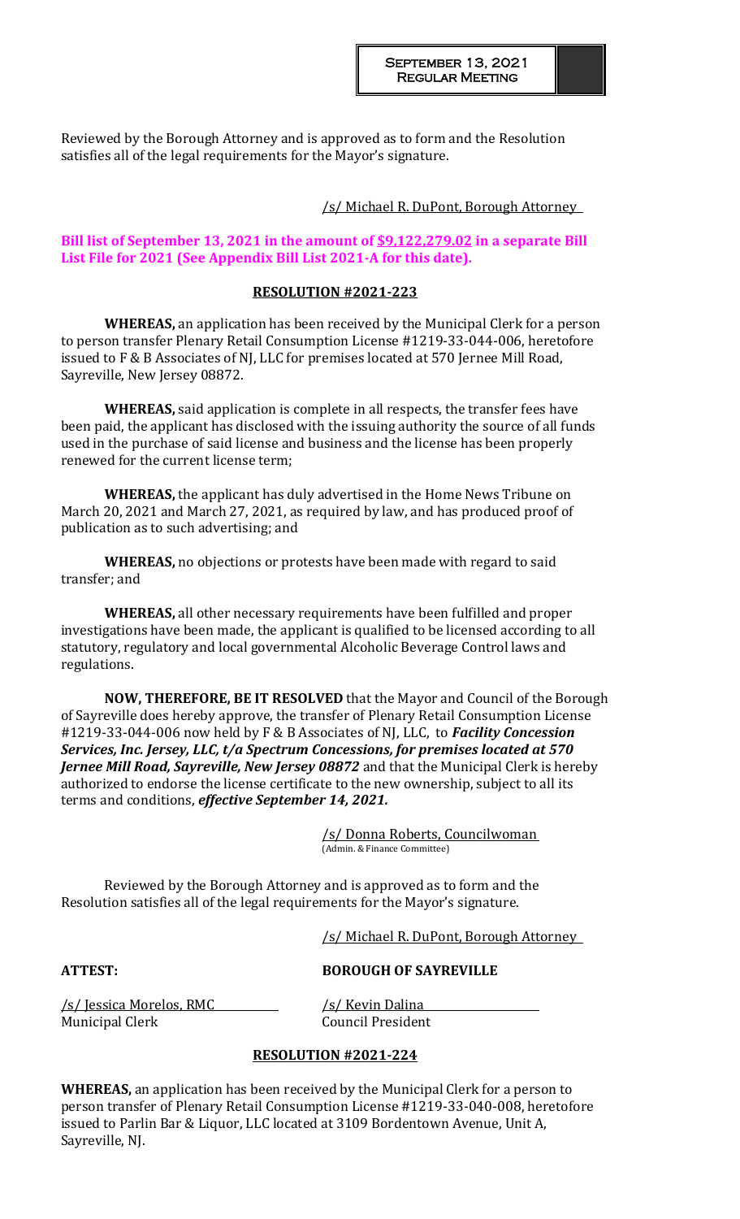Reviewed by the Borough Attorney and is approved as to form and the Resolution satisfies all of the legal requirements for the Mayor's signature.

/s/ Michael R. DuPont, Borough Attorney

**Bill list of September 13, 2021 in the amount of $9,122,279.02 in a separate Bill List File for 2021 (See Appendix Bill List 2021-A for this date).**

**RESOLUTION #2021-223**

**WHEREAS,** an application has been received by the Municipal Clerk for a person to person transfer Plenary Retail Consumption License #1219-33-044-006, heretofore issued to F & B Associates of NJ, LLC for premises located at 570 Jernee Mill Road, Sayreville, New Jersey 08872.

**WHEREAS,** said application is complete in all respects, the transfer fees have been paid, the applicant has disclosed with the issuing authority the source of all funds used in the purchase of said license and business and the license has been properly renewed for the current license term;

**WHEREAS,** the applicant has duly advertised in the Home News Tribune on March 20, 2021 and March 27, 2021, as required by law, and has produced proof of publication as to such advertising; and

**WHEREAS,** no objections or protests have been made with regard to said transfer; and

**WHEREAS,** all other necessary requirements have been fulfilled and proper investigations have been made, the applicant is qualified to be licensed according to all statutory, regulatory and local governmental Alcoholic Beverage Control laws and regulations.

**NOW, THEREFORE, BE IT RESOLVED** that the Mayor and Council of the Borough of Sayreville does hereby approve, the transfer of Plenary Retail Consumption License #1219-33-044-006 now held by F & B Associates of NJ, LLC, to ***Facility Concession Services, Inc. Jersey, LLC, t/a Spectrum Concessions, for premises located at 570 Jernee Mill Road, Sayreville, New Jersey 08872*** and that the Municipal Clerk is hereby authorized to endorse the license certificate to the new ownership, subject to all its terms and conditions, ***effective September 14, 2021.***

/s/ Donna Roberts, Councilwoman
(Admin. & Finance Committee)

Reviewed by the Borough Attorney and is approved as to form and the Resolution satisfies all of the legal requirements for the Mayor's signature.

/s/ Michael R. DuPont, Borough Attorney

**ATTEST:** **BOROUGH OF SAYREVILLE**

/s/ Jessica Morelos, RMC
Municipal Clerk

/s/ Kevin Dalina
Council President

**RESOLUTION #2021-224**

**WHEREAS,** an application has been received by the Municipal Clerk for a person to person transfer of Plenary Retail Consumption License #1219-33-040-008, heretofore issued to Parlin Bar & Liquor, LLC located at 3109 Bordentown Avenue, Unit A, Sayreville, NJ.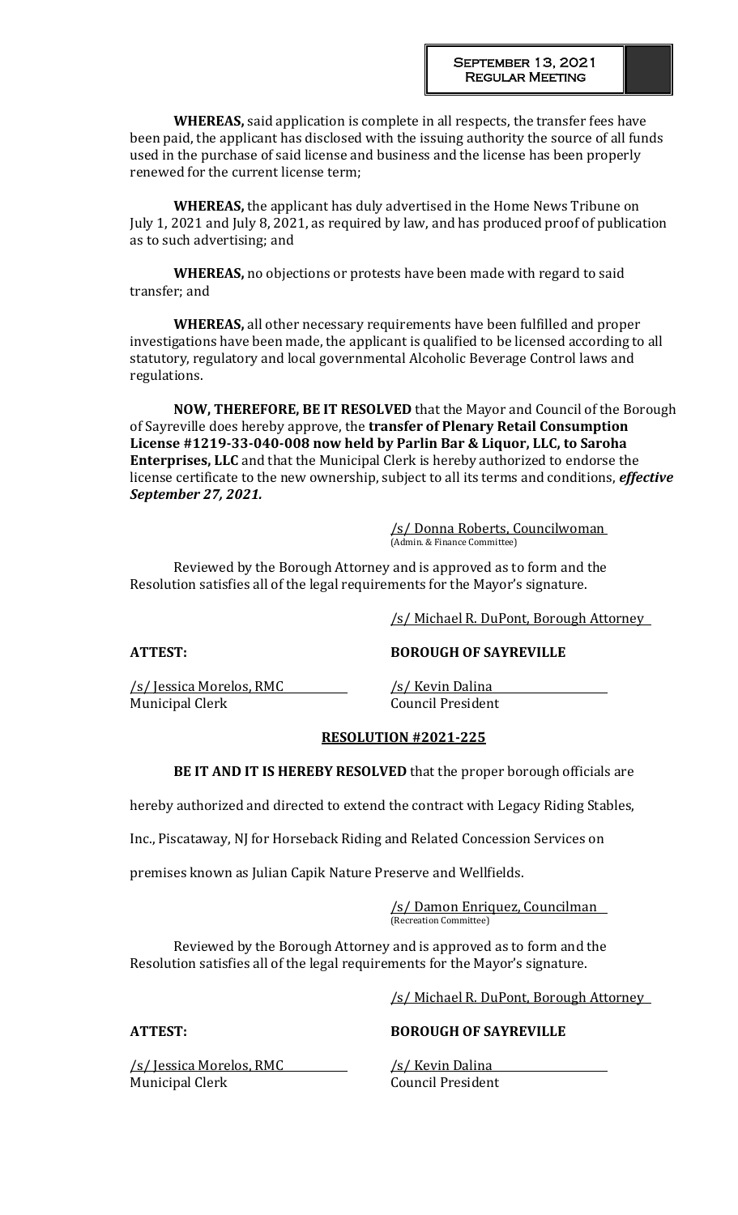**WHEREAS,** said application is complete in all respects, the transfer fees have been paid, the applicant has disclosed with the issuing authority the source of all funds used in the purchase of said license and business and the license has been properly renewed for the current license term;

**WHEREAS,** the applicant has duly advertised in the Home News Tribune on July 1, 2021 and July 8, 2021, as required by law, and has produced proof of publication as to such advertising; and

**WHEREAS,** no objections or protests have been made with regard to said transfer; and

**WHEREAS,** all other necessary requirements have been fulfilled and proper investigations have been made, the applicant is qualified to be licensed according to all statutory, regulatory and local governmental Alcoholic Beverage Control laws and regulations.

**NOW, THEREFORE, BE IT RESOLVED** that the Mayor and Council of the Borough of Sayreville does hereby approve, the **transfer of Plenary Retail Consumption License #1219-33-040-008 now held by Parlin Bar & Liquor, LLC, to Saroha Enterprises, LLC** and that the Municipal Clerk is hereby authorized to endorse the license certificate to the new ownership, subject to all its terms and conditions, ***effective September 27, 2021.***

/s/ Donna Roberts, Councilwoman
(Admin. & Finance Committee)

Reviewed by the Borough Attorney and is approved as to form and the Resolution satisfies all of the legal requirements for the Mayor's signature.

/s/ Michael R. DuPont, Borough Attorney

**ATTEST:** **BOROUGH OF SAYREVILLE**

/s/ Jessica Morelos, RMC
Municipal Clerk

/s/ Kevin Dalina
Council President

## RESOLUTION #2021-225

**BE IT AND IT IS HEREBY RESOLVED** that the proper borough officials are hereby authorized and directed to extend the contract with Legacy Riding Stables, Inc., Piscataway, NJ for Horseback Riding and Related Concession Services on premises known as Julian Capik Nature Preserve and Wellfields.

/s/ Damon Enriquez, Councilman
(Recreation Committee)

Reviewed by the Borough Attorney and is approved as to form and the Resolution satisfies all of the legal requirements for the Mayor's signature.

/s/ Michael R. DuPont, Borough Attorney

**ATTEST:** **BOROUGH OF SAYREVILLE**

/s/ Jessica Morelos, RMC
Municipal Clerk

/s/ Kevin Dalina
Council President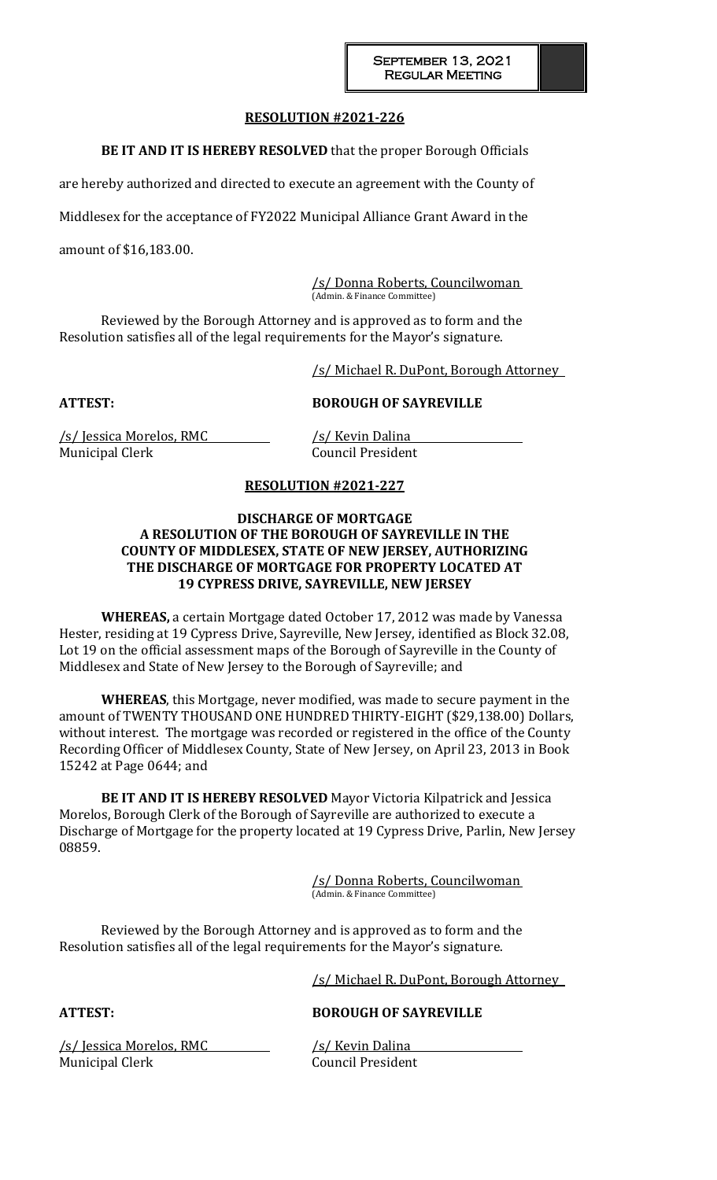## RESOLUTION #2021-226

**BE IT AND IT IS HEREBY RESOLVED** that the proper Borough Officials are hereby authorized and directed to execute an agreement with the County of Middlesex for the acceptance of FY2022 Municipal Alliance Grant Award in the amount of $16,183.00.

/s/ Donna Roberts, Councilwoman
(Admin. & Finance Committee)

Reviewed by the Borough Attorney and is approved as to form and the Resolution satisfies all of the legal requirements for the Mayor's signature.

/s/ Michael R. DuPont, Borough Attorney

**ATTEST:** **BOROUGH OF SAYREVILLE**

/s/ Jessica Morelos, RMC
Municipal Clerk

/s/ Kevin Dalina
Council President

## RESOLUTION #2021-227

**DISCHARGE OF MORTGAGE**
**A RESOLUTION OF THE BOROUGH OF SAYREVILLE IN THE COUNTY OF MIDDLESEX, STATE OF NEW JERSEY, AUTHORIZING THE DISCHARGE OF MORTGAGE FOR PROPERTY LOCATED AT 19 CYPRESS DRIVE, SAYREVILLE, NEW JERSEY**

**WHEREAS,** a certain Mortgage dated October 17, 2012 was made by Vanessa Hester, residing at 19 Cypress Drive, Sayreville, New Jersey, identified as Block 32.08, Lot 19 on the official assessment maps of the Borough of Sayreville in the County of Middlesex and State of New Jersey to the Borough of Sayreville; and

**WHEREAS**, this Mortgage, never modified, was made to secure payment in the amount of TWENTY THOUSAND ONE HUNDRED THIRTY-EIGHT ($29,138.00) Dollars, without interest. The mortgage was recorded or registered in the office of the County Recording Officer of Middlesex County, State of New Jersey, on April 23, 2013 in Book 15242 at Page 0644; and

**BE IT AND IT IS HEREBY RESOLVED** Mayor Victoria Kilpatrick and Jessica Morelos, Borough Clerk of the Borough of Sayreville are authorized to execute a Discharge of Mortgage for the property located at 19 Cypress Drive, Parlin, New Jersey 08859.

/s/ Donna Roberts, Councilwoman
(Admin. & Finance Committee)

Reviewed by the Borough Attorney and is approved as to form and the Resolution satisfies all of the legal requirements for the Mayor's signature.

/s/ Michael R. DuPont, Borough Attorney

**ATTEST:** **BOROUGH OF SAYREVILLE**

/s/ Jessica Morelos, RMC
Municipal Clerk

/s/ Kevin Dalina
Council President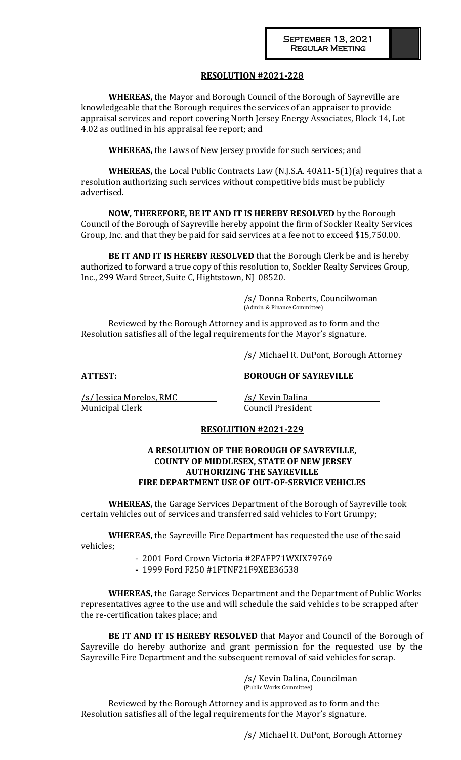**RESOLUTION #2021-228**

**WHEREAS,** the Mayor and Borough Council of the Borough of Sayreville are knowledgeable that the Borough requires the services of an appraiser to provide appraisal services and report covering North Jersey Energy Associates, Block 14, Lot 4.02 as outlined in his appraisal fee report; and

**WHEREAS,** the Laws of New Jersey provide for such services; and

**WHEREAS,** the Local Public Contracts Law (N.J.S.A. 40A11-5(1)(a) requires that a resolution authorizing such services without competitive bids must be publicly advertised.

**NOW, THEREFORE, BE IT AND IT IS HEREBY RESOLVED** by the Borough Council of the Borough of Sayreville hereby appoint the firm of Sockler Realty Services Group, Inc. and that they be paid for said services at a fee not to exceed $15,750.00.

**BE IT AND IT IS HEREBY RESOLVED** that the Borough Clerk be and is hereby authorized to forward a true copy of this resolution to, Sockler Realty Services Group, Inc., 299 Ward Street, Suite C, Hightstown, NJ 08520.

/s/ Donna Roberts, Councilwoman
(Admin. & Finance Committee)

Reviewed by the Borough Attorney and is approved as to form and the Resolution satisfies all of the legal requirements for the Mayor's signature.

/s/ Michael R. DuPont, Borough Attorney

**ATTEST:** **BOROUGH OF SAYREVILLE**

/s/ Jessica Morelos, RMC
Municipal Clerk

/s/ Kevin Dalina
Council President

**RESOLUTION #2021-229**

**A RESOLUTION OF THE BOROUGH OF SAYREVILLE, COUNTY OF MIDDLESEX, STATE OF NEW JERSEY AUTHORIZING THE SAYREVILLE FIRE DEPARTMENT USE OF OUT-OF-SERVICE VEHICLES**

**WHEREAS,** the Garage Services Department of the Borough of Sayreville took certain vehicles out of services and transferred said vehicles to Fort Grumpy;

**WHEREAS,** the Sayreville Fire Department has requested the use of the said vehicles;

- 2001 Ford Crown Victoria #2FAFP71WXIX79769
- 1999 Ford F250 #1FTNF21F9XEE36538

**WHEREAS,** the Garage Services Department and the Department of Public Works representatives agree to the use and will schedule the said vehicles to be scrapped after the re-certification takes place; and

**BE IT AND IT IS HEREBY RESOLVED** that Mayor and Council of the Borough of Sayreville do hereby authorize and grant permission for the requested use by the Sayreville Fire Department and the subsequent removal of said vehicles for scrap.

/s/ Kevin Dalina, Councilman
(Public Works Committee)

Reviewed by the Borough Attorney and is approved as to form and the Resolution satisfies all of the legal requirements for the Mayor's signature.

/s/ Michael R. DuPont, Borough Attorney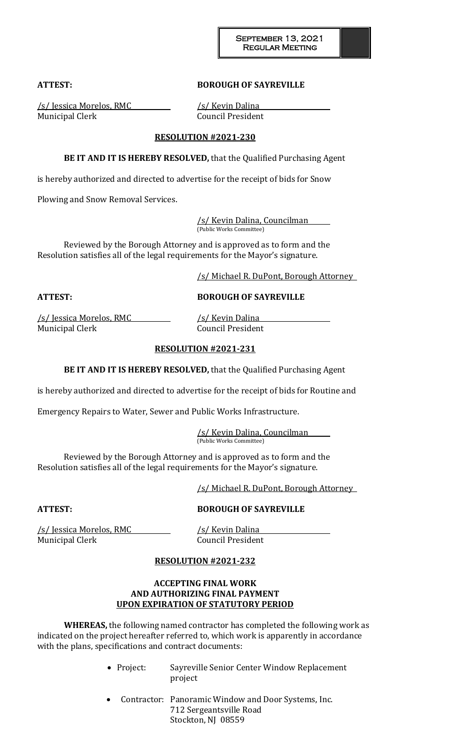**ATTEST:** **BOROUGH OF SAYREVILLE**

/s/ Jessica Morelos, RMC
Municipal Clerk

/s/ Kevin Dalina
Council President

**RESOLUTION #2021-230**

**BE IT AND IT IS HEREBY RESOLVED,** that the Qualified Purchasing Agent is hereby authorized and directed to advertise for the receipt of bids for Snow Plowing and Snow Removal Services.

/s/ Kevin Dalina, Councilman
(Public Works Committee)

Reviewed by the Borough Attorney and is approved as to form and the Resolution satisfies all of the legal requirements for the Mayor's signature.

/s/ Michael R. DuPont, Borough Attorney

**ATTEST:** **BOROUGH OF SAYREVILLE**

/s/ Jessica Morelos, RMC
Municipal Clerk

/s/ Kevin Dalina
Council President

**RESOLUTION #2021-231**

**BE IT AND IT IS HEREBY RESOLVED,** that the Qualified Purchasing Agent is hereby authorized and directed to advertise for the receipt of bids for Routine and Emergency Repairs to Water, Sewer and Public Works Infrastructure.

/s/ Kevin Dalina, Councilman
(Public Works Committee)

Reviewed by the Borough Attorney and is approved as to form and the Resolution satisfies all of the legal requirements for the Mayor's signature.

/s/ Michael R. DuPont, Borough Attorney

**ATTEST:** **BOROUGH OF SAYREVILLE**

/s/ Jessica Morelos, RMC
Municipal Clerk

/s/ Kevin Dalina
Council President

**RESOLUTION #2021-232**

**ACCEPTING FINAL WORK**
**AND AUTHORIZING FINAL PAYMENT**
**UPON EXPIRATION OF STATUTORY PERIOD**

**WHEREAS,** the following named contractor has completed the following work as indicated on the project hereafter referred to, which work is apparently in accordance with the plans, specifications and contract documents:

- Project: Sayreville Senior Center Window Replacement project
- Contractor: Panoramic Window and Door Systems, Inc.
  712 Sergeantsville Road
  Stockton, NJ 08559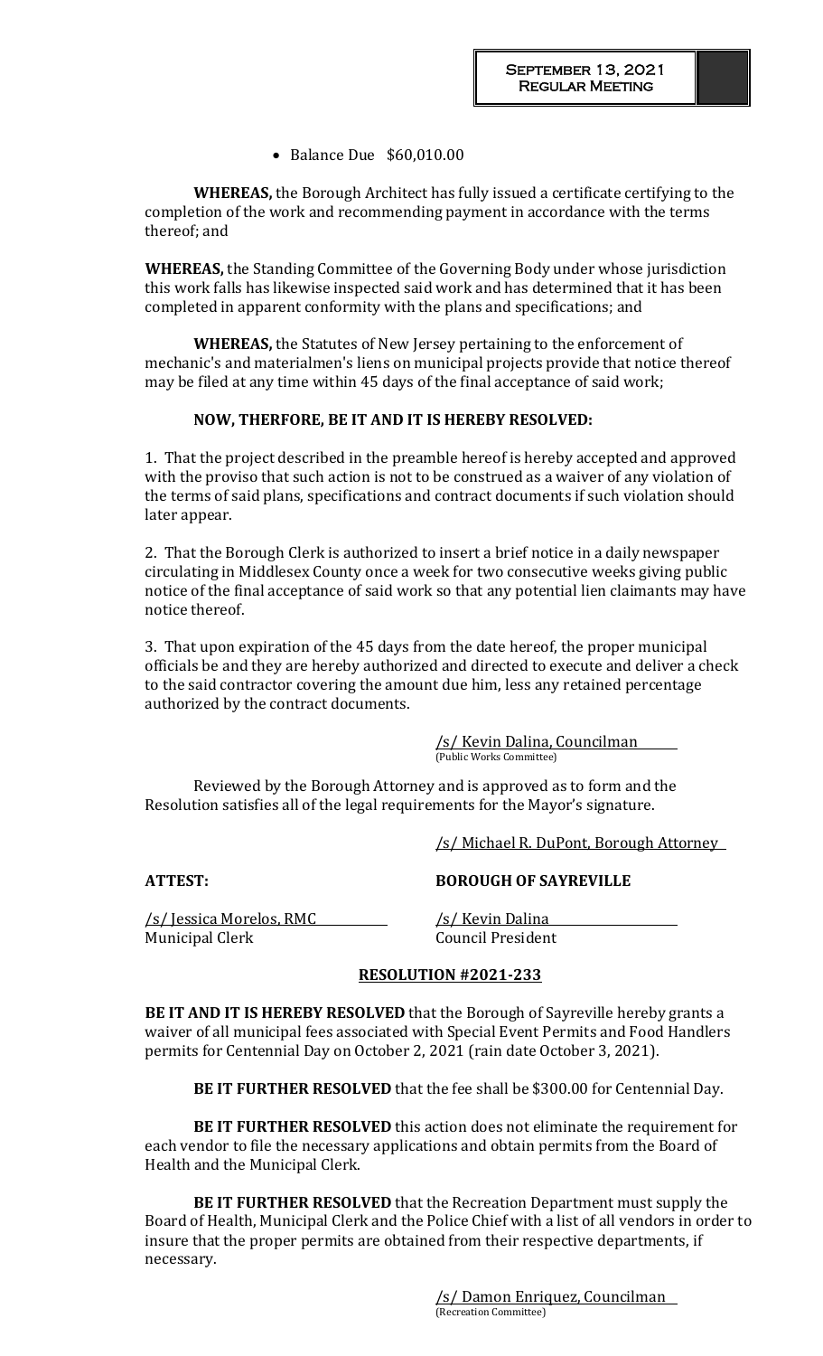- Balance Due $60,010.00

**WHEREAS,** the Borough Architect has fully issued a certificate certifying to the completion of the work and recommending payment in accordance with the terms thereof; and

**WHEREAS,** the Standing Committee of the Governing Body under whose jurisdiction this work falls has likewise inspected said work and has determined that it has been completed in apparent conformity with the plans and specifications; and

**WHEREAS,** the Statutes of New Jersey pertaining to the enforcement of mechanic's and materialmen's liens on municipal projects provide that notice thereof may be filed at any time within 45 days of the final acceptance of said work;

**NOW, THERFORE, BE IT AND IT IS HEREBY RESOLVED:**

1. That the project described in the preamble hereof is hereby accepted and approved with the proviso that such action is not to be construed as a waiver of any violation of the terms of said plans, specifications and contract documents if such violation should later appear.

2. That the Borough Clerk is authorized to insert a brief notice in a daily newspaper circulating in Middlesex County once a week for two consecutive weeks giving public notice of the final acceptance of said work so that any potential lien claimants may have notice thereof.

3. That upon expiration of the 45 days from the date hereof, the proper municipal officials be and they are hereby authorized and directed to execute and deliver a check to the said contractor covering the amount due him, less any retained percentage authorized by the contract documents.

/s/ Kevin Dalina, Councilman
(Public Works Committee)

Reviewed by the Borough Attorney and is approved as to form and the Resolution satisfies all of the legal requirements for the Mayor's signature.

/s/ Michael R. DuPont, Borough Attorney

**ATTEST:** **BOROUGH OF SAYREVILLE**

/s/ Jessica Morelos, RMC
Municipal Clerk

/s/ Kevin Dalina
Council President

**RESOLUTION #2021-233**

**BE IT AND IT IS HEREBY RESOLVED** that the Borough of Sayreville hereby grants a waiver of all municipal fees associated with Special Event Permits and Food Handlers permits for Centennial Day on October 2, 2021 (rain date October 3, 2021).

**BE IT FURTHER RESOLVED** that the fee shall be $300.00 for Centennial Day.

**BE IT FURTHER RESOLVED** this action does not eliminate the requirement for each vendor to file the necessary applications and obtain permits from the Board of Health and the Municipal Clerk.

**BE IT FURTHER RESOLVED** that the Recreation Department must supply the Board of Health, Municipal Clerk and the Police Chief with a list of all vendors in order to insure that the proper permits are obtained from their respective departments, if necessary.

/s/ Damon Enriquez, Councilman
(Recreation Committee)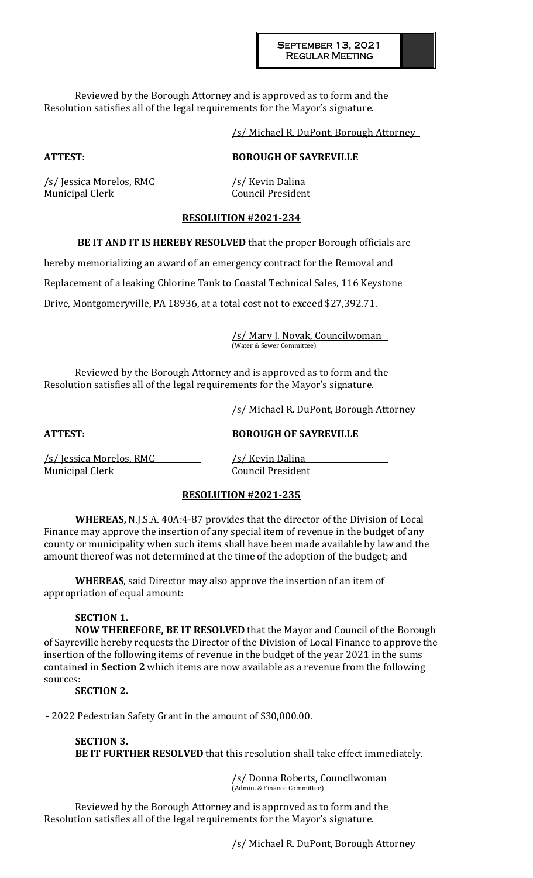Reviewed by the Borough Attorney and is approved as to form and the Resolution satisfies all of the legal requirements for the Mayor's signature.

/s/ Michael R. DuPont, Borough Attorney

**ATTEST:** **BOROUGH OF SAYREVILLE**

/s/ Jessica Morelos, RMC
Municipal Clerk

/s/ Kevin Dalina
Council President

**RESOLUTION #2021-234**

**BE IT AND IT IS HEREBY RESOLVED** that the proper Borough officials are hereby memorializing an award of an emergency contract for the Removal and Replacement of a leaking Chlorine Tank to Coastal Technical Sales, 116 Keystone Drive, Montgomeryville, PA 18936, at a total cost not to exceed $27,392.71.

/s/ Mary J. Novak, Councilwoman
(Water & Sewer Committee)

Reviewed by the Borough Attorney and is approved as to form and the Resolution satisfies all of the legal requirements for the Mayor's signature.

/s/ Michael R. DuPont, Borough Attorney

**ATTEST:** **BOROUGH OF SAYREVILLE**

/s/ Jessica Morelos, RMC
Municipal Clerk

/s/ Kevin Dalina
Council President

**RESOLUTION #2021-235**

**WHEREAS,** N.J.S.A. 40A:4-87 provides that the director of the Division of Local Finance may approve the insertion of any special item of revenue in the budget of any county or municipality when such items shall have been made available by law and the amount thereof was not determined at the time of the adoption of the budget; and

**WHEREAS**, said Director may also approve the insertion of an item of appropriation of equal amount:

**SECTION 1.**

**NOW THEREFORE, BE IT RESOLVED** that the Mayor and Council of the Borough of Sayreville hereby requests the Director of the Division of Local Finance to approve the insertion of the following items of revenue in the budget of the year 2021 in the sums contained in **Section 2** which items are now available as a revenue from the following sources:

**SECTION 2.**

- 2022 Pedestrian Safety Grant in the amount of $30,000.00.

**SECTION 3.**

**BE IT FURTHER RESOLVED** that this resolution shall take effect immediately.

/s/ Donna Roberts, Councilwoman
(Admin. & Finance Committee)

Reviewed by the Borough Attorney and is approved as to form and the Resolution satisfies all of the legal requirements for the Mayor's signature.

/s/ Michael R. DuPont, Borough Attorney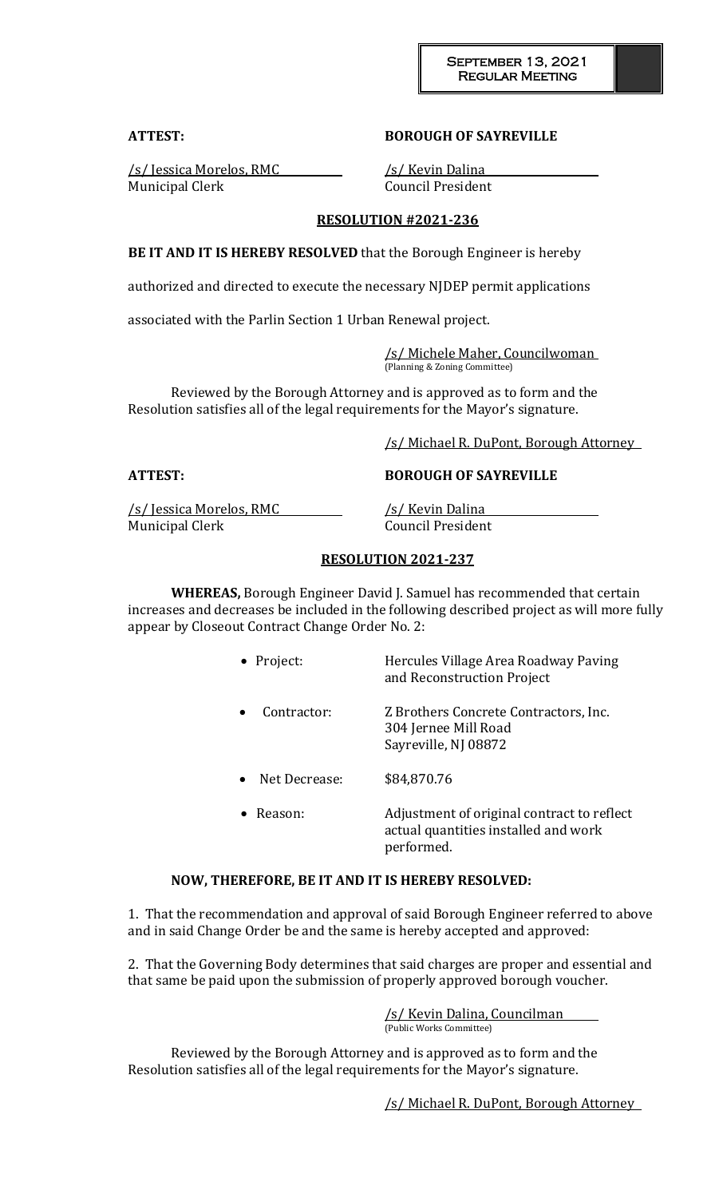**ATTEST:** **BOROUGH OF SAYREVILLE**

/s/ Jessica Morelos, RMC
Municipal Clerk

/s/ Kevin Dalina
Council President

**RESOLUTION #2021-236**

**BE IT AND IT IS HEREBY RESOLVED** that the Borough Engineer is hereby authorized and directed to execute the necessary NJDEP permit applications associated with the Parlin Section 1 Urban Renewal project.

/s/ Michele Maher, Councilwoman
(Planning & Zoning Committee)

Reviewed by the Borough Attorney and is approved as to form and the Resolution satisfies all of the legal requirements for the Mayor's signature.

/s/ Michael R. DuPont, Borough Attorney

**ATTEST:** **BOROUGH OF SAYREVILLE**

/s/ Jessica Morelos, RMC
Municipal Clerk

/s/ Kevin Dalina
Council President

**RESOLUTION 2021-237**

**WHEREAS,** Borough Engineer David J. Samuel has recommended that certain increases and decreases be included in the following described project as will more fully appear by Closeout Contract Change Order No. 2:

- Project: Hercules Village Area Roadway Paving and Reconstruction Project
- Contractor: Z Brothers Concrete Contractors, Inc.
  304 Jernee Mill Road
  Sayreville, NJ 08872
- Net Decrease: $84,870.76
- Reason: Adjustment of original contract to reflect actual quantities installed and work performed.

**NOW, THEREFORE, BE IT AND IT IS HEREBY RESOLVED:**

1. That the recommendation and approval of said Borough Engineer referred to above and in said Change Order be and the same is hereby accepted and approved:

2. That the Governing Body determines that said charges are proper and essential and that same be paid upon the submission of properly approved borough voucher.

/s/ Kevin Dalina, Councilman
(Public Works Committee)

Reviewed by the Borough Attorney and is approved as to form and the Resolution satisfies all of the legal requirements for the Mayor's signature.

/s/ Michael R. DuPont, Borough Attorney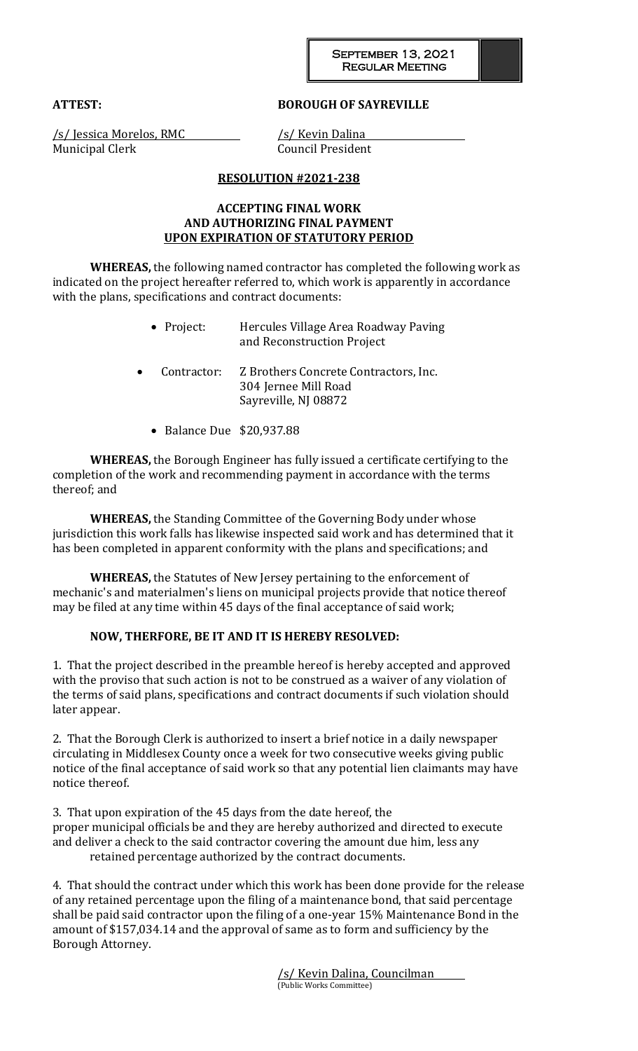**ATTEST:** **BOROUGH OF SAYREVILLE**

/s/ Jessica Morelos, RMC
Municipal Clerk

/s/ Kevin Dalina
Council President

**RESOLUTION #2021-238**

**ACCEPTING FINAL WORK AND AUTHORIZING FINAL PAYMENT UPON EXPIRATION OF STATUTORY PERIOD**

**WHEREAS,** the following named contractor has completed the following work as indicated on the project hereafter referred to, which work is apparently in accordance with the plans, specifications and contract documents:

- Project: Hercules Village Area Roadway Paving and Reconstruction Project
- Contractor: Z Brothers Concrete Contractors, Inc.
  304 Jernee Mill Road
  Sayreville, NJ 08872
- Balance Due $20,937.88

**WHEREAS,** the Borough Engineer has fully issued a certificate certifying to the completion of the work and recommending payment in accordance with the terms thereof; and

**WHEREAS,** the Standing Committee of the Governing Body under whose jurisdiction this work falls has likewise inspected said work and has determined that it has been completed in apparent conformity with the plans and specifications; and

**WHEREAS,** the Statutes of New Jersey pertaining to the enforcement of mechanic's and materialmen's liens on municipal projects provide that notice thereof may be filed at any time within 45 days of the final acceptance of said work;

**NOW, THERFORE, BE IT AND IT IS HEREBY RESOLVED:**

1. That the project described in the preamble hereof is hereby accepted and approved with the proviso that such action is not to be construed as a waiver of any violation of the terms of said plans, specifications and contract documents if such violation should later appear.

2. That the Borough Clerk is authorized to insert a brief notice in a daily newspaper circulating in Middlesex County once a week for two consecutive weeks giving public notice of the final acceptance of said work so that any potential lien claimants may have notice thereof.

3. That upon expiration of the 45 days from the date hereof, the proper municipal officials be and they are hereby authorized and directed to execute and deliver a check to the said contractor covering the amount due him, less any retained percentage authorized by the contract documents.

4. That should the contract under which this work has been done provide for the release of any retained percentage upon the filing of a maintenance bond, that said percentage shall be paid said contractor upon the filing of a one-year 15% Maintenance Bond in the amount of $157,034.14 and the approval of same as to form and sufficiency by the Borough Attorney.

/s/ Kevin Dalina, Councilman
(Public Works Committee)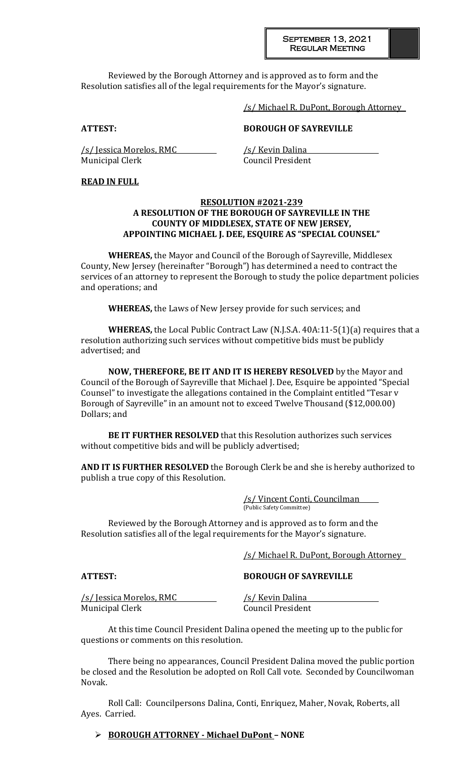Reviewed by the Borough Attorney and is approved as to form and the Resolution satisfies all of the legal requirements for the Mayor's signature.

/s/ Michael R. DuPont, Borough Attorney

**ATTEST:** **BOROUGH OF SAYREVILLE**

/s/ Jessica Morelos, RMC
Municipal Clerk

/s/ Kevin Dalina
Council President

**READ IN FULL**

**RESOLUTION #2021-239**
**A RESOLUTION OF THE BOROUGH OF SAYREVILLE IN THE COUNTY OF MIDDLESEX, STATE OF NEW JERSEY, APPOINTING MICHAEL J. DEE, ESQUIRE AS "SPECIAL COUNSEL"**

**WHEREAS,** the Mayor and Council of the Borough of Sayreville, Middlesex County, New Jersey (hereinafter "Borough") has determined a need to contract the services of an attorney to represent the Borough to study the police department policies and operations; and

**WHEREAS,** the Laws of New Jersey provide for such services; and

**WHEREAS,** the Local Public Contract Law (N.J.S.A. 40A:11-5(1)(a) requires that a resolution authorizing such services without competitive bids must be publicly advertised; and

**NOW, THEREFORE, BE IT AND IT IS HEREBY RESOLVED** by the Mayor and Council of the Borough of Sayreville that Michael J. Dee, Esquire be appointed "Special Counsel" to investigate the allegations contained in the Complaint entitled "Tesar v Borough of Sayreville" in an amount not to exceed Twelve Thousand ($12,000.00) Dollars; and

**BE IT FURTHER RESOLVED** that this Resolution authorizes such services without competitive bids and will be publicly advertised;

**AND IT IS FURTHER RESOLVED** the Borough Clerk be and she is hereby authorized to publish a true copy of this Resolution.

/s/ Vincent Conti, Councilman
(Public Safety Committee)

Reviewed by the Borough Attorney and is approved as to form and the Resolution satisfies all of the legal requirements for the Mayor's signature.

/s/ Michael R. DuPont, Borough Attorney

**ATTEST:** **BOROUGH OF SAYREVILLE**

/s/ Jessica Morelos, RMC
Municipal Clerk

/s/ Kevin Dalina
Council President

At this time Council President Dalina opened the meeting up to the public for questions or comments on this resolution.

There being no appearances, Council President Dalina moved the public portion be closed and the Resolution be adopted on Roll Call vote. Seconded by Councilwoman Novak.

Roll Call: Councilpersons Dalina, Conti, Enriquez, Maher, Novak, Roberts, all Ayes. Carried.

- **BOROUGH ATTORNEY - Michael DuPont – NONE**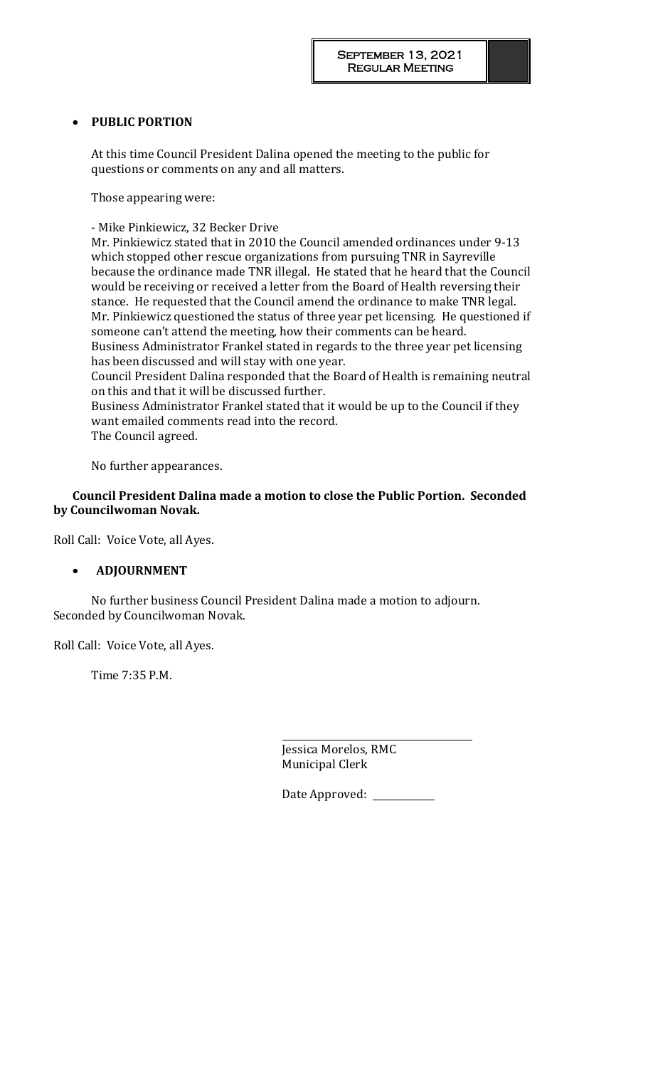- **PUBLIC PORTION**

At this time Council President Dalina opened the meeting to the public for questions or comments on any and all matters.

Those appearing were:

- Mike Pinkiewicz, 32 Becker Drive

Mr. Pinkiewicz stated that in 2010 the Council amended ordinances under 9-13 which stopped other rescue organizations from pursuing TNR in Sayreville because the ordinance made TNR illegal. He stated that he heard that the Council would be receiving or received a letter from the Board of Health reversing their stance. He requested that the Council amend the ordinance to make TNR legal. Mr. Pinkiewicz questioned the status of three year pet licensing. He questioned if someone can't attend the meeting, how their comments can be heard.
Business Administrator Frankel stated in regards to the three year pet licensing has been discussed and will stay with one year.
Council President Dalina responded that the Board of Health is remaining neutral on this and that it will be discussed further.
Business Administrator Frankel stated that it would be up to the Council if they want emailed comments read into the record.
The Council agreed.

No further appearances.

**Council President Dalina made a motion to close the Public Portion. Seconded by Councilwoman Novak.**

Roll Call: Voice Vote, all Ayes.

- **ADJOURNMENT**

No further business Council President Dalina made a motion to adjourn. Seconded by Councilwoman Novak.

Roll Call: Voice Vote, all Ayes.

Time 7:35 P.M.

Jessica Morelos, RMC
Municipal Clerk

Date Approved: \_\_\_\_\_\_\_\_\_\_